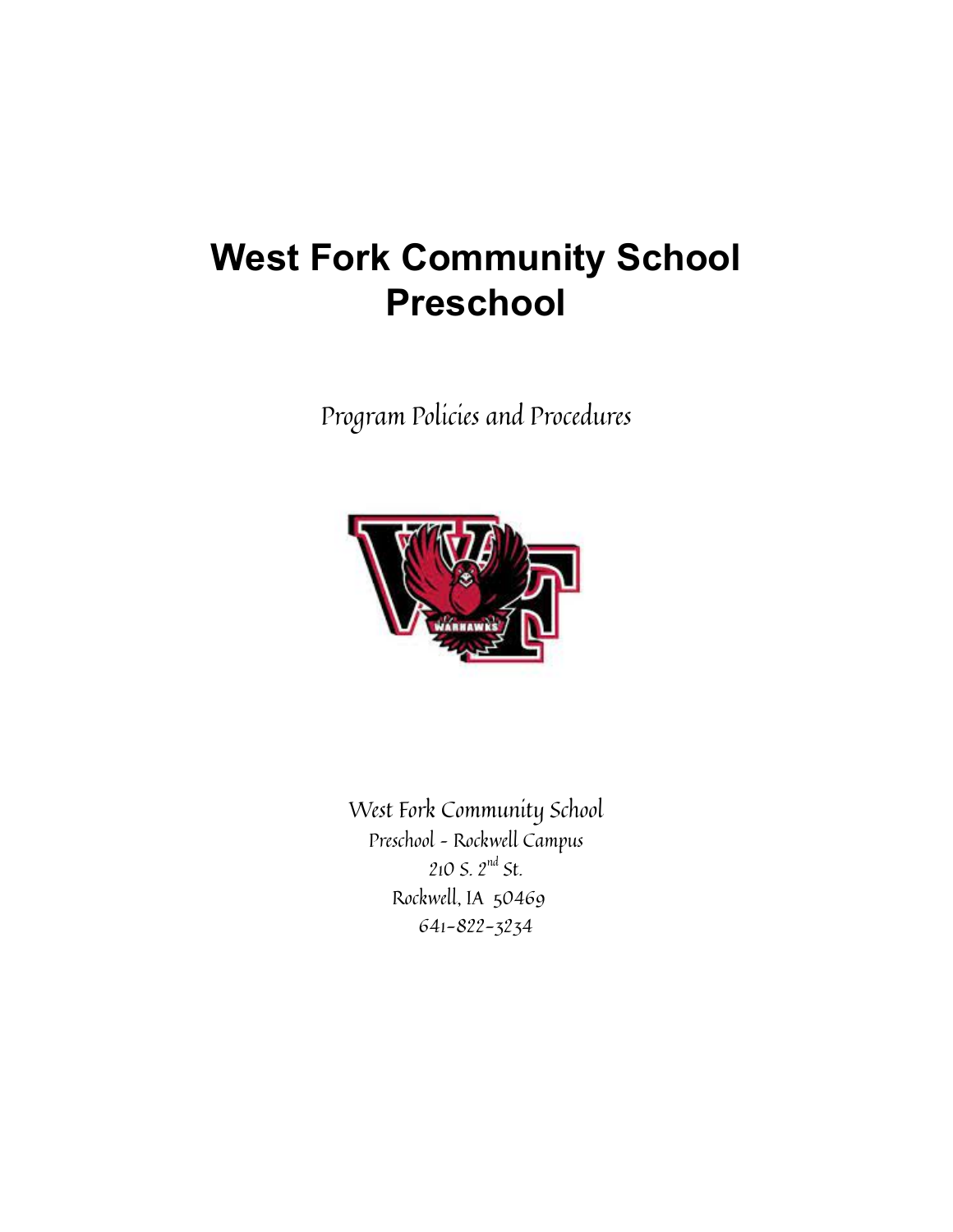# West Fork Community School Preschool

Program Policies and Procedures

West Fork Community School

Preschool - Rockwell Campus

210 S. 2nd St.

Rockwell, IA 50469

641-822-3234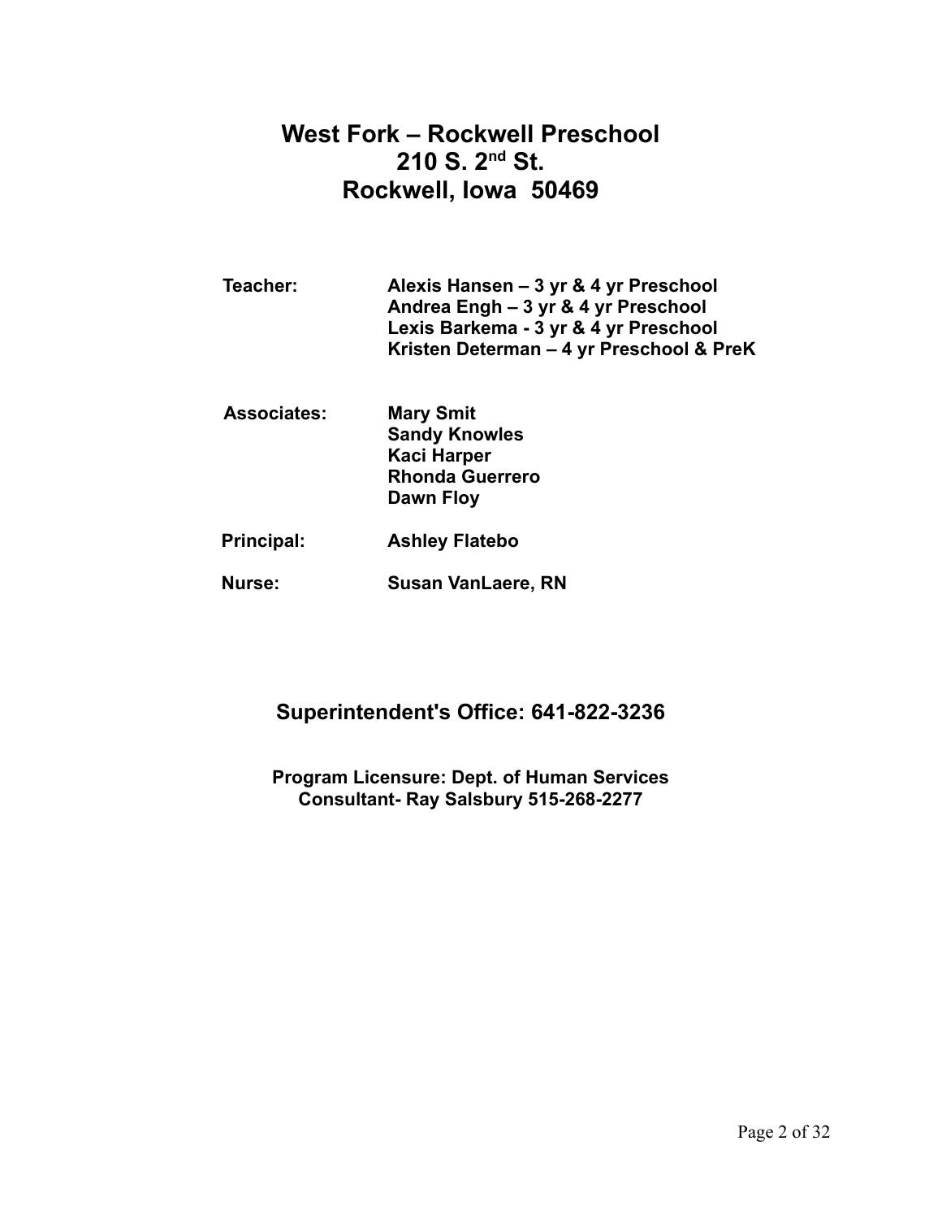# West Fork – Rockwell Preschool
# 210 S. 2nd St.
# Rockwell, Iowa 50469

**Teacher:** **Alexis Hansen – 3 yr & 4 yr Preschool**
**Andrea Engh – 3 yr & 4 yr Preschool**
**Lexis Barkema - 3 yr & 4 yr Preschool**
**Kristen Determan – 4 yr Preschool & PreK**

**Associates:** **Mary Smit**
**Sandy Knowles**
**Kaci Harper**
**Rhonda Guerrero**
**Dawn Floy**

**Principal:** **Ashley Flatebo**

**Nurse:** **Susan VanLaere, RN**

## Superintendent's Office: 641-822-3236

**Program Licensure: Dept. of Human Services**
**Consultant- Ray Salsbury 515-268-2277**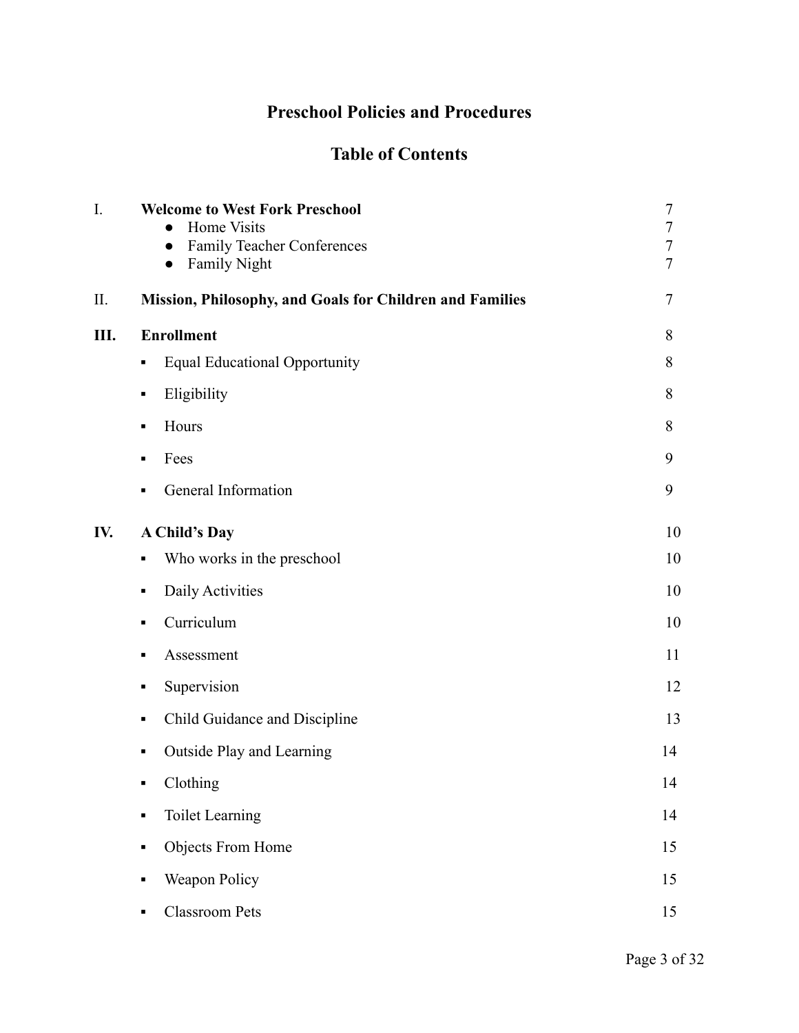# Preschool Policies and Procedures

## Table of Contents

| | | |
|---|---|---|
| I. | **Welcome to West Fork Preschool** | 7 |
| | ● Home Visits | 7 |
| | ● Family Teacher Conferences | 7 |
| | ● Family Night | 7 |
| II. | **Mission, Philosophy, and Goals for Children and Families** | 7 |
| **III.** | **Enrollment** | 8 |
| | ▪ Equal Educational Opportunity | 8 |
| | ▪ Eligibility | 8 |
| | ▪ Hours | 8 |
| | ▪ Fees | 9 |
| | ▪ General Information | 9 |
| **IV.** | **A Child's Day** | 10 |
| | ▪ Who works in the preschool | 10 |
| | ▪ Daily Activities | 10 |
| | ▪ Curriculum | 10 |
| | ▪ Assessment | 11 |
| | ▪ Supervision | 12 |
| | ▪ Child Guidance and Discipline | 13 |
| | ▪ Outside Play and Learning | 14 |
| | ▪ Clothing | 14 |
| | ▪ Toilet Learning | 14 |
| | ▪ Objects From Home | 15 |
| | ▪ Weapon Policy | 15 |
| | ▪ Classroom Pets | 15 |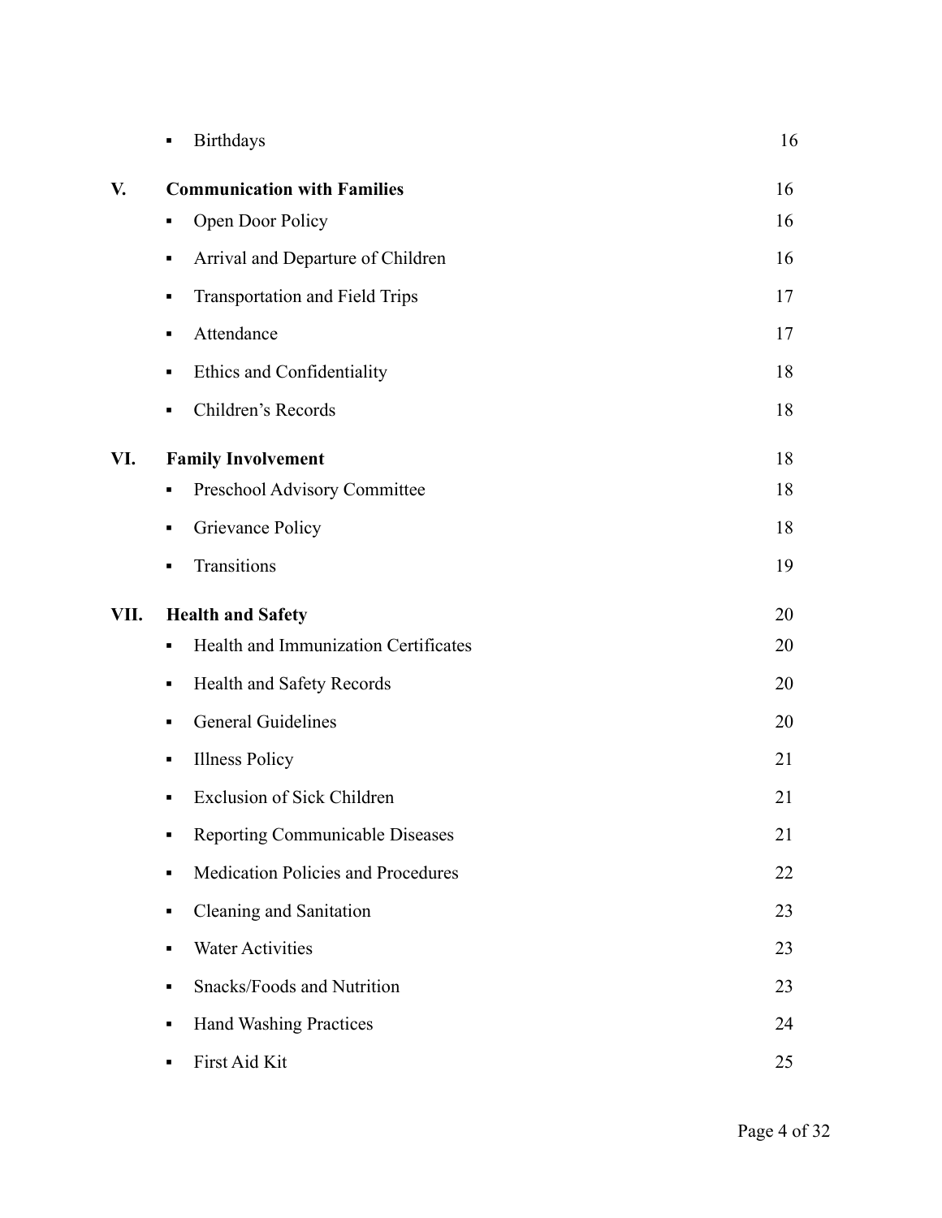| | | |
|---|---|---|
| | ▪ Birthdays | 16 |
| **V.** | **Communication with Families** | 16 |
| | ▪ Open Door Policy | 16 |
| | ▪ Arrival and Departure of Children | 16 |
| | ▪ Transportation and Field Trips | 17 |
| | ▪ Attendance | 17 |
| | ▪ Ethics and Confidentiality | 18 |
| | ▪ Children's Records | 18 |
| **VI.** | **Family Involvement** | 18 |
| | ▪ Preschool Advisory Committee | 18 |
| | ▪ Grievance Policy | 18 |
| | ▪ Transitions | 19 |
| **VII.** | **Health and Safety** | 20 |
| | ▪ Health and Immunization Certificates | 20 |
| | ▪ Health and Safety Records | 20 |
| | ▪ General Guidelines | 20 |
| | ▪ Illness Policy | 21 |
| | ▪ Exclusion of Sick Children | 21 |
| | ▪ Reporting Communicable Diseases | 21 |
| | ▪ Medication Policies and Procedures | 22 |
| | ▪ Cleaning and Sanitation | 23 |
| | ▪ Water Activities | 23 |
| | ▪ Snacks/Foods and Nutrition | 23 |
| | ▪ Hand Washing Practices | 24 |
| | ▪ First Aid Kit | 25 |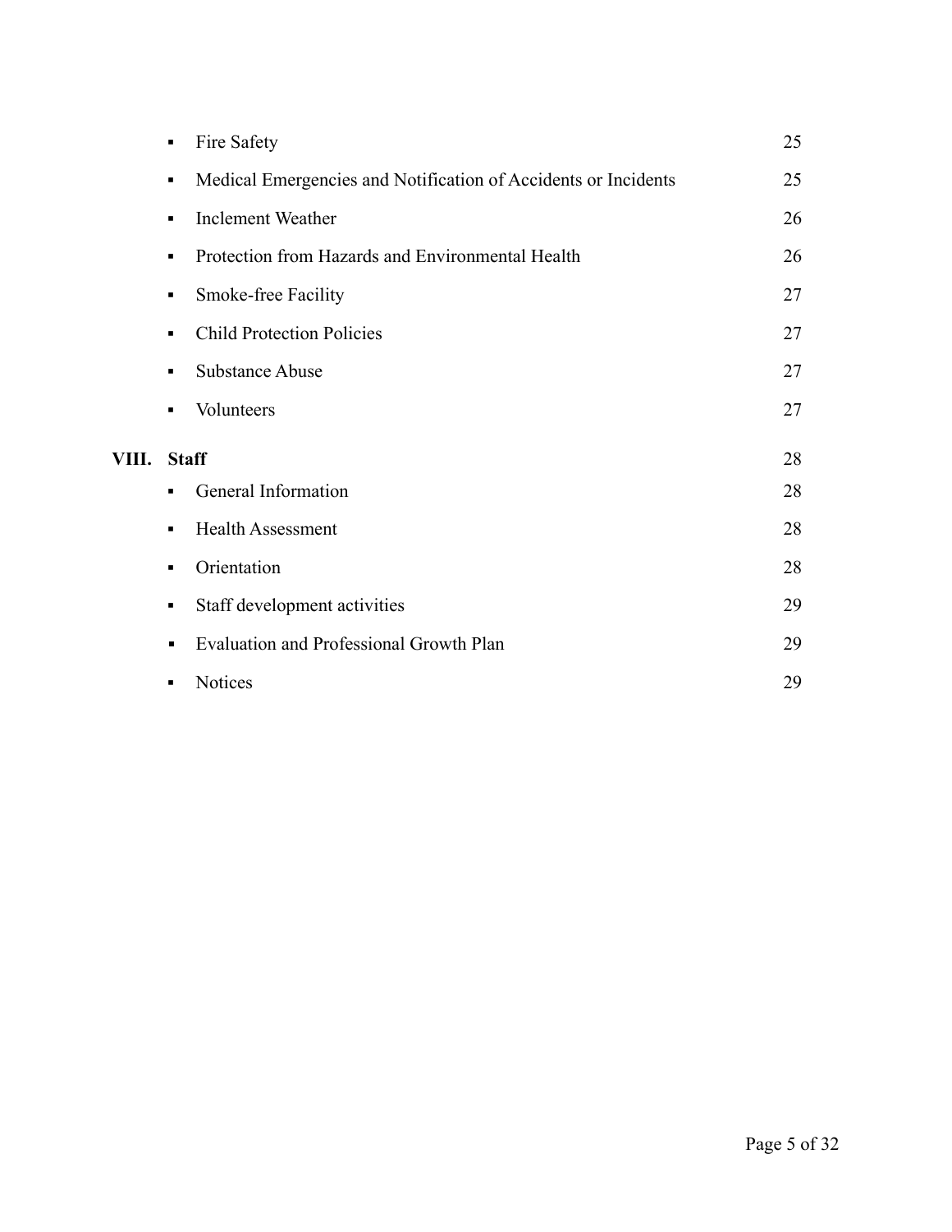- Fire Safety 25
- Medical Emergencies and Notification of Accidents or Incidents 25
- Inclement Weather 26
- Protection from Hazards and Environmental Health 26
- Smoke-free Facility 27
- Child Protection Policies 27
- Substance Abuse 27
- Volunteers 27

**VIII. Staff** 28

- General Information 28
- Health Assessment 28
- Orientation 28
- Staff development activities 29
- Evaluation and Professional Growth Plan 29
- Notices 29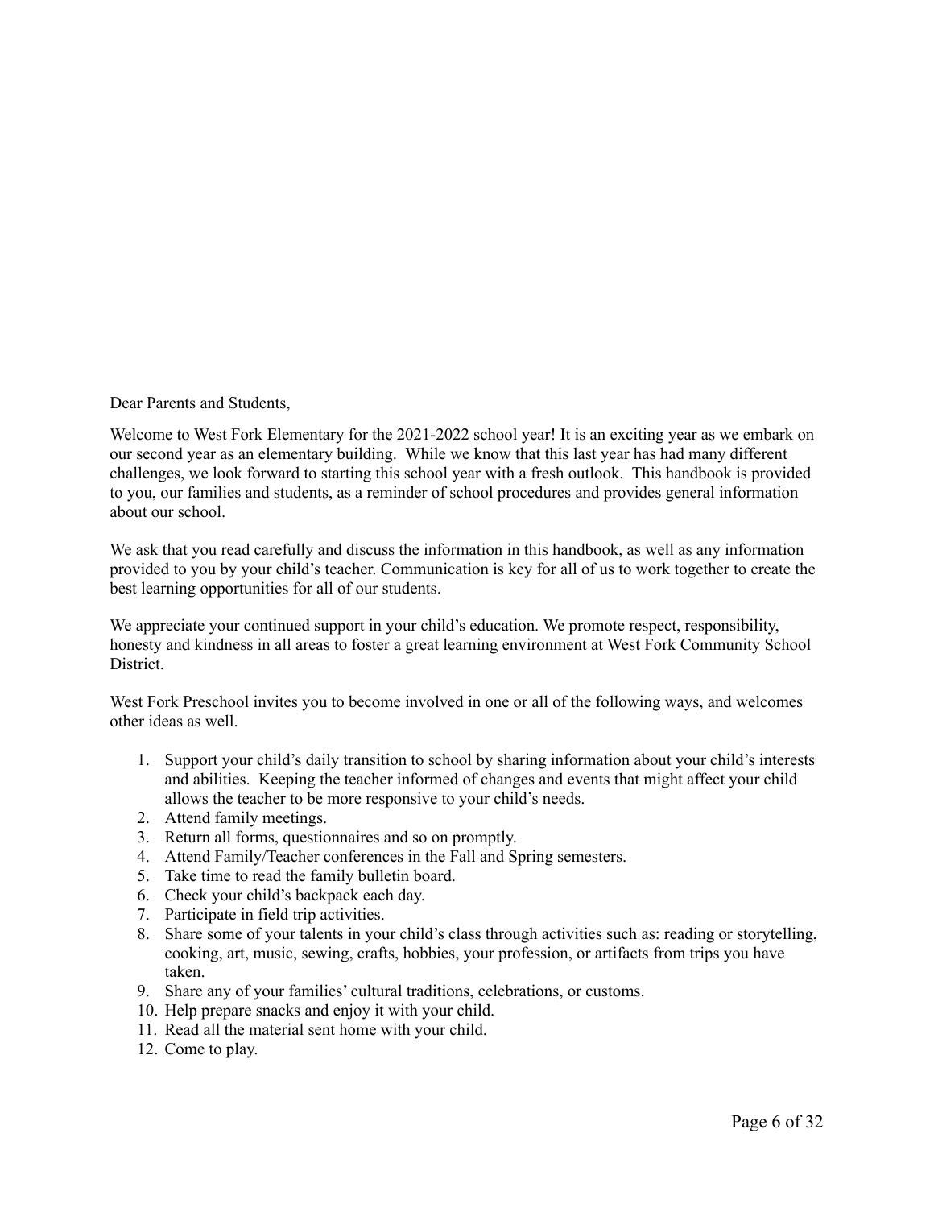Dear Parents and Students,

Welcome to West Fork Elementary for the 2021-2022 school year! It is an exciting year as we embark on our second year as an elementary building. While we know that this last year has had many different challenges, we look forward to starting this school year with a fresh outlook. This handbook is provided to you, our families and students, as a reminder of school procedures and provides general information about our school.

We ask that you read carefully and discuss the information in this handbook, as well as any information provided to you by your child's teacher. Communication is key for all of us to work together to create the best learning opportunities for all of our students.

We appreciate your continued support in your child's education. We promote respect, responsibility, honesty and kindness in all areas to foster a great learning environment at West Fork Community School District.

West Fork Preschool invites you to become involved in one or all of the following ways, and welcomes other ideas as well.

1. Support your child's daily transition to school by sharing information about your child's interests and abilities. Keeping the teacher informed of changes and events that might affect your child allows the teacher to be more responsive to your child's needs.
2. Attend family meetings.
3. Return all forms, questionnaires and so on promptly.
4. Attend Family/Teacher conferences in the Fall and Spring semesters.
5. Take time to read the family bulletin board.
6. Check your child's backpack each day.
7. Participate in field trip activities.
8. Share some of your talents in your child's class through activities such as: reading or storytelling, cooking, art, music, sewing, crafts, hobbies, your profession, or artifacts from trips you have taken.
9. Share any of your families' cultural traditions, celebrations, or customs.
10. Help prepare snacks and enjoy it with your child.
11. Read all the material sent home with your child.
12. Come to play.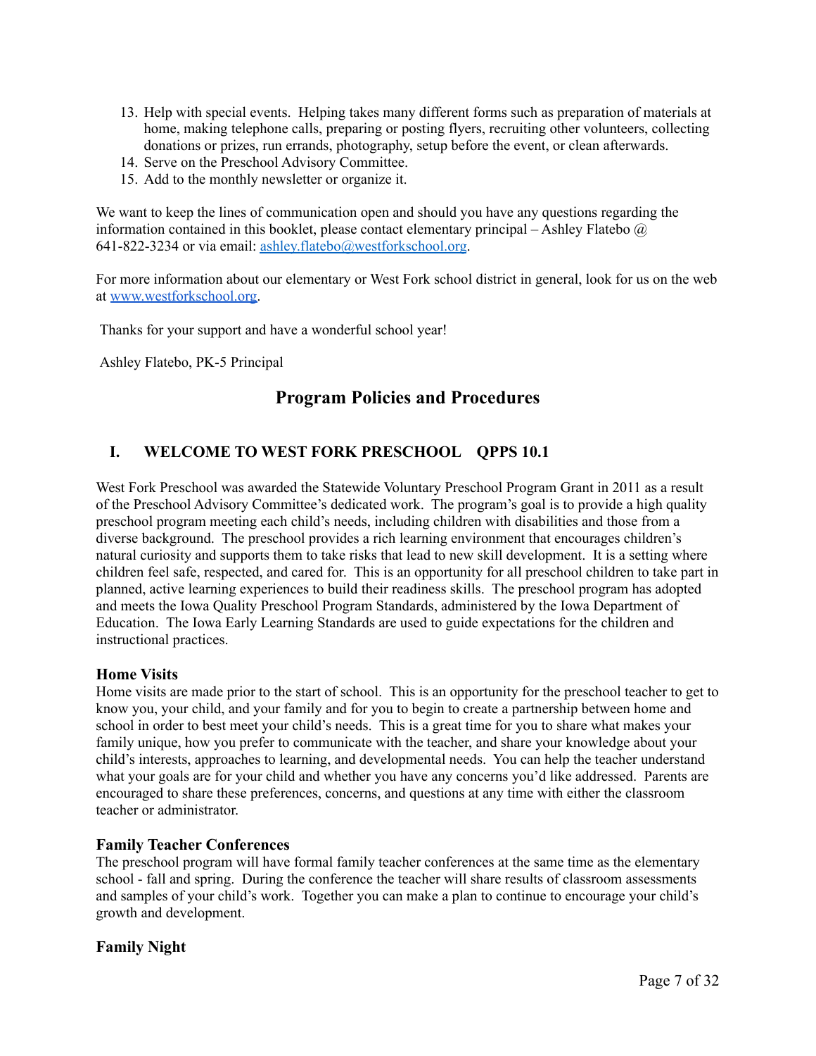13. Help with special events. Helping takes many different forms such as preparation of materials at home, making telephone calls, preparing or posting flyers, recruiting other volunteers, collecting donations or prizes, run errands, photography, setup before the event, or clean afterwards.
14. Serve on the Preschool Advisory Committee.
15. Add to the monthly newsletter or organize it.

We want to keep the lines of communication open and should you have any questions regarding the information contained in this booklet, please contact elementary principal – Ashley Flatebo @ 641-822-3234 or via email: [ashley.flatebo@westforkschool.org](mailto:ashley.flatebo@westforkschool.org).

For more information about our elementary or West Fork school district in general, look for us on the web at [www.westforkschool.org](http://www.westforkschool.org).

Thanks for your support and have a wonderful school year!

Ashley Flatebo, PK-5 Principal

## Program Policies and Procedures

### I. WELCOME TO WEST FORK PRESCHOOL QPPS 10.1

West Fork Preschool was awarded the Statewide Voluntary Preschool Program Grant in 2011 as a result of the Preschool Advisory Committee's dedicated work. The program's goal is to provide a high quality preschool program meeting each child's needs, including children with disabilities and those from a diverse background. The preschool provides a rich learning environment that encourages children's natural curiosity and supports them to take risks that lead to new skill development. It is a setting where children feel safe, respected, and cared for. This is an opportunity for all preschool children to take part in planned, active learning experiences to build their readiness skills. The preschool program has adopted and meets the Iowa Quality Preschool Program Standards, administered by the Iowa Department of Education. The Iowa Early Learning Standards are used to guide expectations for the children and instructional practices.

#### Home Visits

Home visits are made prior to the start of school. This is an opportunity for the preschool teacher to get to know you, your child, and your family and for you to begin to create a partnership between home and school in order to best meet your child's needs. This is a great time for you to share what makes your family unique, how you prefer to communicate with the teacher, and share your knowledge about your child's interests, approaches to learning, and developmental needs. You can help the teacher understand what your goals are for your child and whether you have any concerns you'd like addressed. Parents are encouraged to share these preferences, concerns, and questions at any time with either the classroom teacher or administrator.

#### Family Teacher Conferences

The preschool program will have formal family teacher conferences at the same time as the elementary school - fall and spring. During the conference the teacher will share results of classroom assessments and samples of your child's work. Together you can make a plan to continue to encourage your child's growth and development.

#### Family Night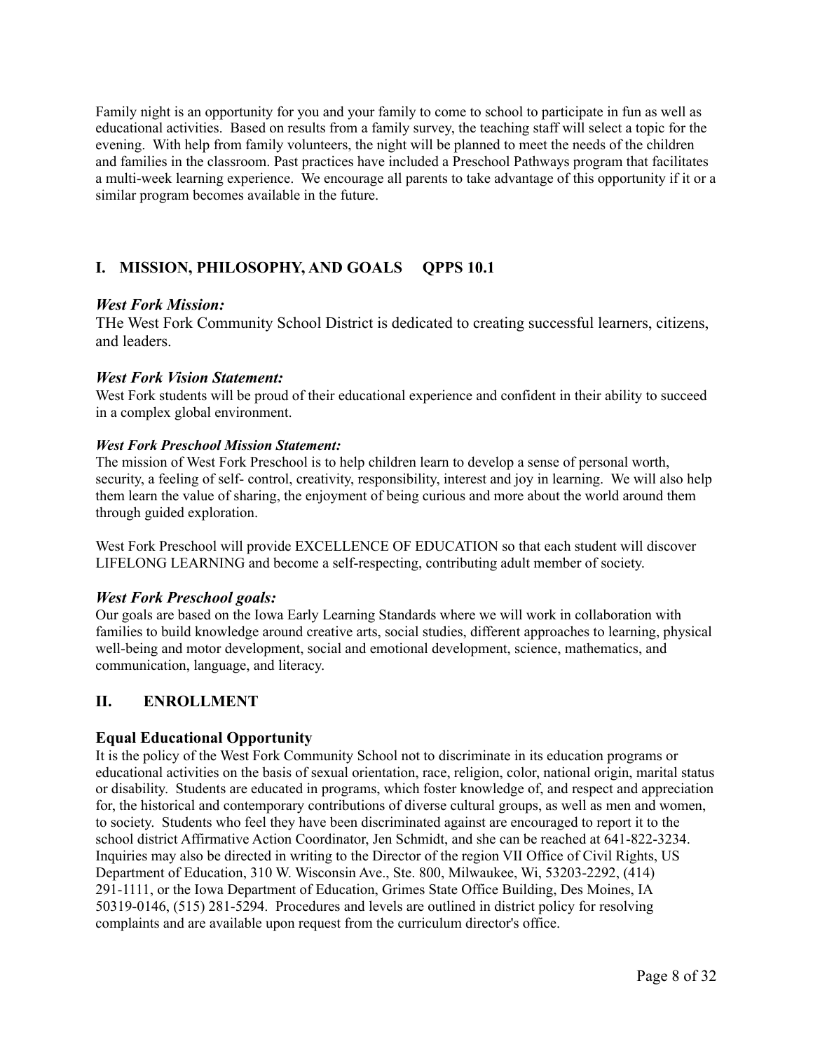Family night is an opportunity for you and your family to come to school to participate in fun as well as educational activities. Based on results from a family survey, the teaching staff will select a topic for the evening. With help from family volunteers, the night will be planned to meet the needs of the children and families in the classroom. Past practices have included a Preschool Pathways program that facilitates a multi-week learning experience. We encourage all parents to take advantage of this opportunity if it or a similar program becomes available in the future.

## I. MISSION, PHILOSOPHY, AND GOALS QPPS 10.1

### *West Fork Mission:*

THe West Fork Community School District is dedicated to creating successful learners, citizens, and leaders.

### *West Fork Vision Statement:*

West Fork students will be proud of their educational experience and confident in their ability to succeed in a complex global environment.

#### *West Fork Preschool Mission Statement:*

The mission of West Fork Preschool is to help children learn to develop a sense of personal worth, security, a feeling of self- control, creativity, responsibility, interest and joy in learning. We will also help them learn the value of sharing, the enjoyment of being curious and more about the world around them through guided exploration.

West Fork Preschool will provide EXCELLENCE OF EDUCATION so that each student will discover LIFELONG LEARNING and become a self-respecting, contributing adult member of society.

### *West Fork Preschool goals:*

Our goals are based on the Iowa Early Learning Standards where we will work in collaboration with families to build knowledge around creative arts, social studies, different approaches to learning, physical well-being and motor development, social and emotional development, science, mathematics, and communication, language, and literacy.

## II. ENROLLMENT

### Equal Educational Opportunity

It is the policy of the West Fork Community School not to discriminate in its education programs or educational activities on the basis of sexual orientation, race, religion, color, national origin, marital status or disability. Students are educated in programs, which foster knowledge of, and respect and appreciation for, the historical and contemporary contributions of diverse cultural groups, as well as men and women, to society. Students who feel they have been discriminated against are encouraged to report it to the school district Affirmative Action Coordinator, Jen Schmidt, and she can be reached at 641-822-3234. Inquiries may also be directed in writing to the Director of the region VII Office of Civil Rights, US Department of Education, 310 W. Wisconsin Ave., Ste. 800, Milwaukee, Wi, 53203-2292, (414) 291-1111, or the Iowa Department of Education, Grimes State Office Building, Des Moines, IA 50319-0146, (515) 281-5294. Procedures and levels are outlined in district policy for resolving complaints and are available upon request from the curriculum director's office.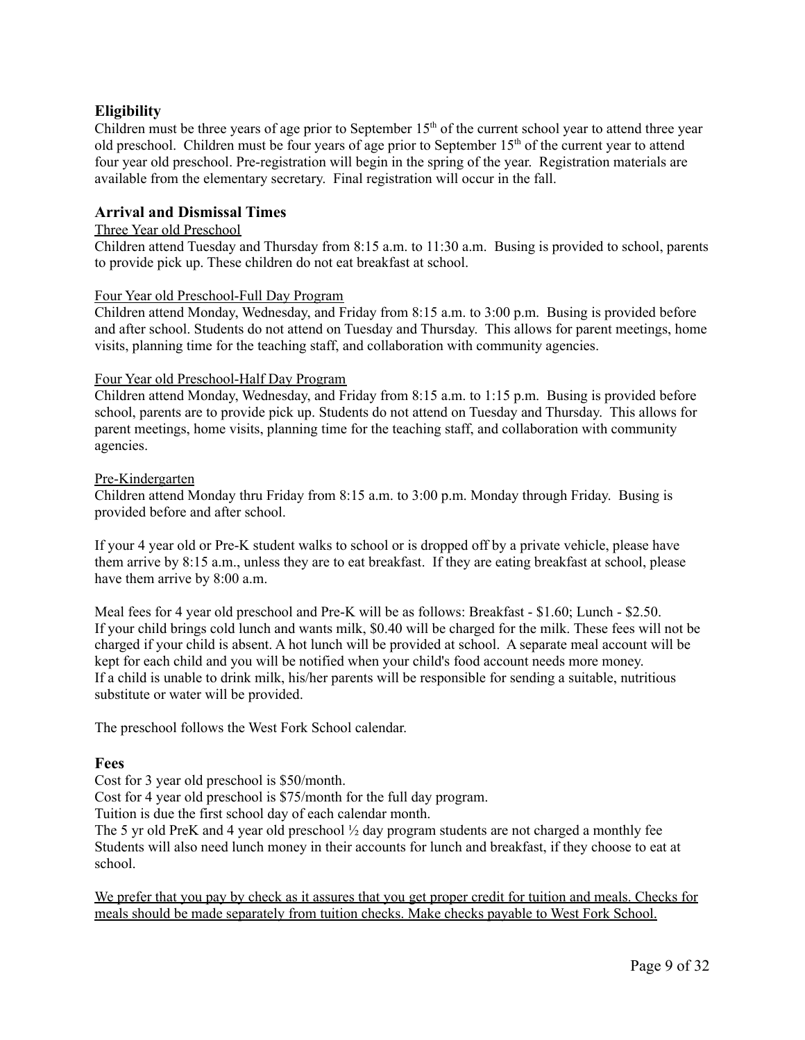## Eligibility

Children must be three years of age prior to September 15th of the current school year to attend three year old preschool. Children must be four years of age prior to September 15th of the current year to attend four year old preschool. Pre-registration will begin in the spring of the year. Registration materials are available from the elementary secretary. Final registration will occur in the fall.

## Arrival and Dismissal Times

<u>Three Year old Preschool</u>

Children attend Tuesday and Thursday from 8:15 a.m. to 11:30 a.m. Busing is provided to school, parents to provide pick up. These children do not eat breakfast at school.

<u>Four Year old Preschool-Full Day Program</u>

Children attend Monday, Wednesday, and Friday from 8:15 a.m. to 3:00 p.m. Busing is provided before and after school. Students do not attend on Tuesday and Thursday. This allows for parent meetings, home visits, planning time for the teaching staff, and collaboration with community agencies.

<u>Four Year old Preschool-Half Day Program</u>

Children attend Monday, Wednesday, and Friday from 8:15 a.m. to 1:15 p.m. Busing is provided before school, parents are to provide pick up. Students do not attend on Tuesday and Thursday. This allows for parent meetings, home visits, planning time for the teaching staff, and collaboration with community agencies.

<u>Pre-Kindergarten</u>

Children attend Monday thru Friday from 8:15 a.m. to 3:00 p.m. Monday through Friday. Busing is provided before and after school.

If your 4 year old or Pre-K student walks to school or is dropped off by a private vehicle, please have them arrive by 8:15 a.m., unless they are to eat breakfast. If they are eating breakfast at school, please have them arrive by 8:00 a.m.

Meal fees for 4 year old preschool and Pre-K will be as follows: Breakfast - $1.60; Lunch - $2.50. If your child brings cold lunch and wants milk, $0.40 will be charged for the milk. These fees will not be charged if your child is absent. A hot lunch will be provided at school. A separate meal account will be kept for each child and you will be notified when your child's food account needs more money. If a child is unable to drink milk, his/her parents will be responsible for sending a suitable, nutritious substitute or water will be provided.

The preschool follows the West Fork School calendar.

## Fees

Cost for 3 year old preschool is $50/month.
Cost for 4 year old preschool is $75/month for the full day program.
Tuition is due the first school day of each calendar month.
The 5 yr old PreK and 4 year old preschool ½ day program students are not charged a monthly fee
Students will also need lunch money in their accounts for lunch and breakfast, if they choose to eat at school.

<u>We prefer that you pay by check as it assures that you get proper credit for tuition and meals. Checks for meals should be made separately from tuition checks. Make checks payable to West Fork School.</u>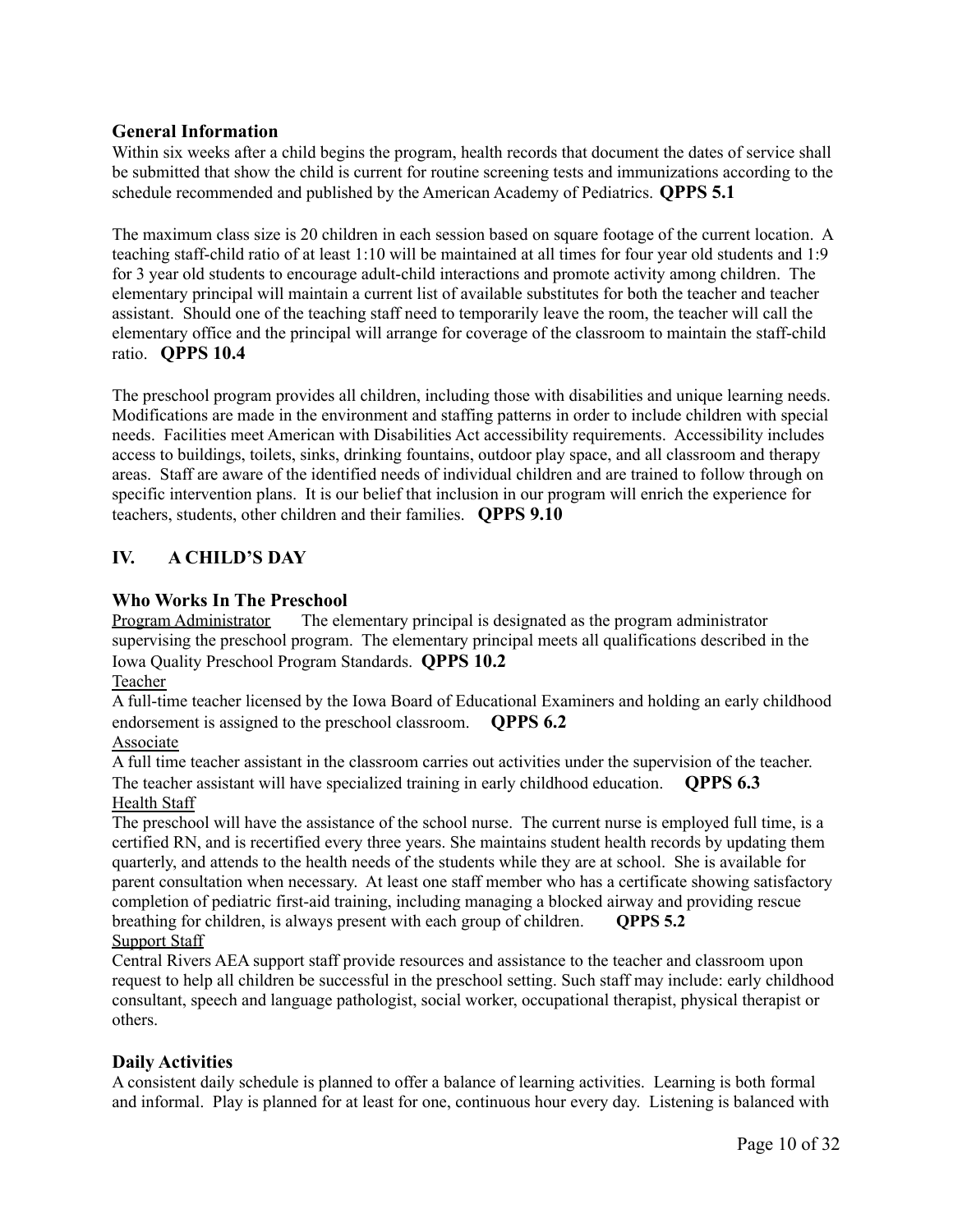### General Information

Within six weeks after a child begins the program, health records that document the dates of service shall be submitted that show the child is current for routine screening tests and immunizations according to the schedule recommended and published by the American Academy of Pediatrics. **QPPS 5.1**

The maximum class size is 20 children in each session based on square footage of the current location. A teaching staff-child ratio of at least 1:10 will be maintained at all times for four year old students and 1:9 for 3 year old students to encourage adult-child interactions and promote activity among children. The elementary principal will maintain a current list of available substitutes for both the teacher and teacher assistant. Should one of the teaching staff need to temporarily leave the room, the teacher will call the elementary office and the principal will arrange for coverage of the classroom to maintain the staff-child ratio. **QPPS 10.4**

The preschool program provides all children, including those with disabilities and unique learning needs. Modifications are made in the environment and staffing patterns in order to include children with special needs. Facilities meet American with Disabilities Act accessibility requirements. Accessibility includes access to buildings, toilets, sinks, drinking fountains, outdoor play space, and all classroom and therapy areas. Staff are aware of the identified needs of individual children and are trained to follow through on specific intervention plans. It is our belief that inclusion in our program will enrich the experience for teachers, students, other children and their families. **QPPS 9.10**

## IV. A CHILD'S DAY

### Who Works In The Preschool

<u>Program Administrator</u> The elementary principal is designated as the program administrator supervising the preschool program. The elementary principal meets all qualifications described in the Iowa Quality Preschool Program Standards. **QPPS 10.2**

<u>Teacher</u>

A full-time teacher licensed by the Iowa Board of Educational Examiners and holding an early childhood endorsement is assigned to the preschool classroom. **QPPS 6.2**

<u>Associate</u>

A full time teacher assistant in the classroom carries out activities under the supervision of the teacher. The teacher assistant will have specialized training in early childhood education. **QPPS 6.3**

<u>Health Staff</u>

The preschool will have the assistance of the school nurse. The current nurse is employed full time, is a certified RN, and is recertified every three years. She maintains student health records by updating them quarterly, and attends to the health needs of the students while they are at school. She is available for parent consultation when necessary. At least one staff member who has a certificate showing satisfactory completion of pediatric first-aid training, including managing a blocked airway and providing rescue breathing for children, is always present with each group of children. **QPPS 5.2**

<u>Support Staff</u>

Central Rivers AEA support staff provide resources and assistance to the teacher and classroom upon request to help all children be successful in the preschool setting. Such staff may include: early childhood consultant, speech and language pathologist, social worker, occupational therapist, physical therapist or others.

### Daily Activities

A consistent daily schedule is planned to offer a balance of learning activities. Learning is both formal and informal. Play is planned for at least for one, continuous hour every day. Listening is balanced with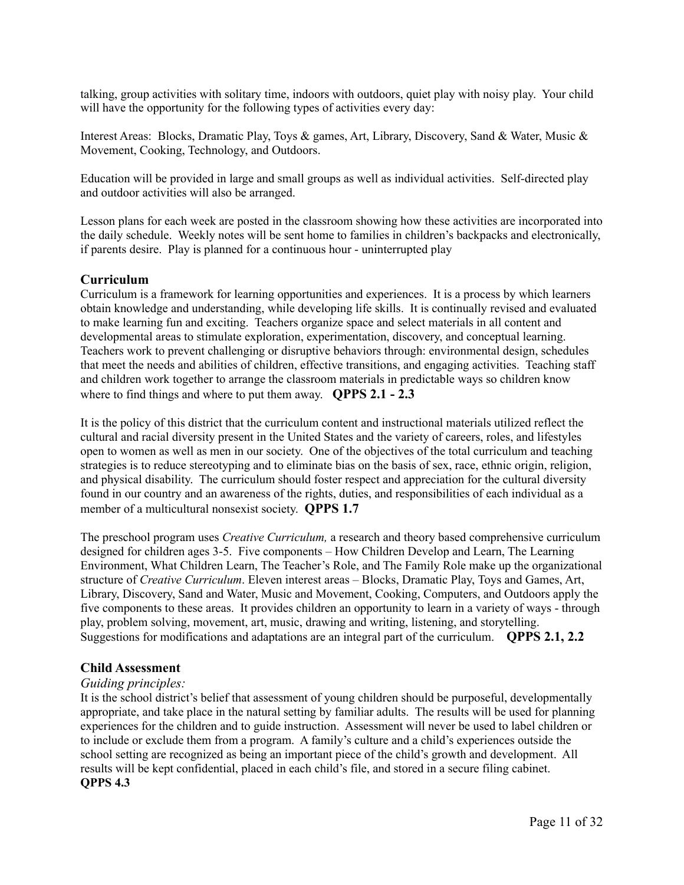talking, group activities with solitary time, indoors with outdoors, quiet play with noisy play. Your child will have the opportunity for the following types of activities every day:

Interest Areas: Blocks, Dramatic Play, Toys & games, Art, Library, Discovery, Sand & Water, Music & Movement, Cooking, Technology, and Outdoors.

Education will be provided in large and small groups as well as individual activities. Self-directed play and outdoor activities will also be arranged.

Lesson plans for each week are posted in the classroom showing how these activities are incorporated into the daily schedule. Weekly notes will be sent home to families in children's backpacks and electronically, if parents desire. Play is planned for a continuous hour - uninterrupted play

## Curriculum

Curriculum is a framework for learning opportunities and experiences. It is a process by which learners obtain knowledge and understanding, while developing life skills. It is continually revised and evaluated to make learning fun and exciting. Teachers organize space and select materials in all content and developmental areas to stimulate exploration, experimentation, discovery, and conceptual learning. Teachers work to prevent challenging or disruptive behaviors through: environmental design, schedules that meet the needs and abilities of children, effective transitions, and engaging activities. Teaching staff and children work together to arrange the classroom materials in predictable ways so children know where to find things and where to put them away. **QPPS 2.1 - 2.3**

It is the policy of this district that the curriculum content and instructional materials utilized reflect the cultural and racial diversity present in the United States and the variety of careers, roles, and lifestyles open to women as well as men in our society. One of the objectives of the total curriculum and teaching strategies is to reduce stereotyping and to eliminate bias on the basis of sex, race, ethnic origin, religion, and physical disability. The curriculum should foster respect and appreciation for the cultural diversity found in our country and an awareness of the rights, duties, and responsibilities of each individual as a member of a multicultural nonsexist society. **QPPS 1.7**

The preschool program uses *Creative Curriculum,* a research and theory based comprehensive curriculum designed for children ages 3-5. Five components – How Children Develop and Learn, The Learning Environment, What Children Learn, The Teacher's Role, and The Family Role make up the organizational structure of *Creative Curriculum*. Eleven interest areas – Blocks, Dramatic Play, Toys and Games, Art, Library, Discovery, Sand and Water, Music and Movement, Cooking, Computers, and Outdoors apply the five components to these areas. It provides children an opportunity to learn in a variety of ways - through play, problem solving, movement, art, music, drawing and writing, listening, and storytelling. Suggestions for modifications and adaptations are an integral part of the curriculum. **QPPS 2.1, 2.2**

## Child Assessment

*Guiding principles:*

It is the school district's belief that assessment of young children should be purposeful, developmentally appropriate, and take place in the natural setting by familiar adults. The results will be used for planning experiences for the children and to guide instruction. Assessment will never be used to label children or to include or exclude them from a program. A family's culture and a child's experiences outside the school setting are recognized as being an important piece of the child's growth and development. All results will be kept confidential, placed in each child's file, and stored in a secure filing cabinet.
**QPPS 4.3**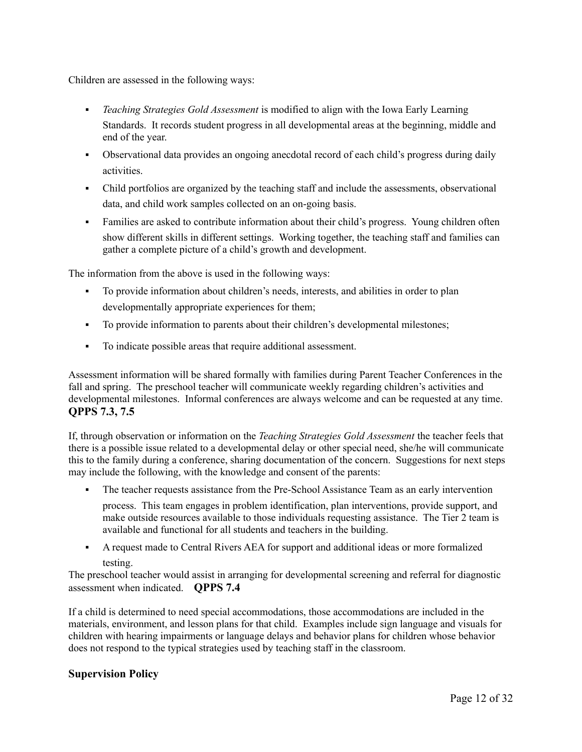Children are assessed in the following ways:

- *Teaching Strategies Gold Assessment* is modified to align with the Iowa Early Learning Standards. It records student progress in all developmental areas at the beginning, middle and end of the year.
- Observational data provides an ongoing anecdotal record of each child's progress during daily activities.
- Child portfolios are organized by the teaching staff and include the assessments, observational data, and child work samples collected on an on-going basis.
- Families are asked to contribute information about their child's progress. Young children often show different skills in different settings. Working together, the teaching staff and families can gather a complete picture of a child's growth and development.

The information from the above is used in the following ways:

- To provide information about children's needs, interests, and abilities in order to plan developmentally appropriate experiences for them;
- To provide information to parents about their children's developmental milestones;
- To indicate possible areas that require additional assessment.

Assessment information will be shared formally with families during Parent Teacher Conferences in the fall and spring. The preschool teacher will communicate weekly regarding children's activities and developmental milestones. Informal conferences are always welcome and can be requested at any time. **QPPS 7.3, 7.5**

If, through observation or information on the *Teaching Strategies Gold Assessment* the teacher feels that there is a possible issue related to a developmental delay or other special need, she/he will communicate this to the family during a conference, sharing documentation of the concern. Suggestions for next steps may include the following, with the knowledge and consent of the parents:

- The teacher requests assistance from the Pre-School Assistance Team as an early intervention process. This team engages in problem identification, plan interventions, provide support, and make outside resources available to those individuals requesting assistance. The Tier 2 team is available and functional for all students and teachers in the building.
- A request made to Central Rivers AEA for support and additional ideas or more formalized testing.

The preschool teacher would assist in arranging for developmental screening and referral for diagnostic assessment when indicated. **QPPS 7.4**

If a child is determined to need special accommodations, those accommodations are included in the materials, environment, and lesson plans for that child. Examples include sign language and visuals for children with hearing impairments or language delays and behavior plans for children whose behavior does not respond to the typical strategies used by teaching staff in the classroom.

## Supervision Policy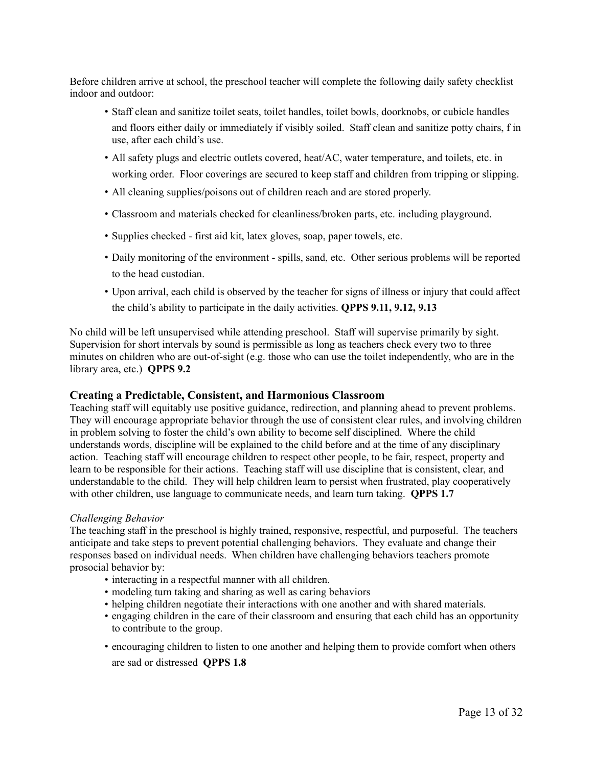Before children arrive at school, the preschool teacher will complete the following daily safety checklist indoor and outdoor:

- Staff clean and sanitize toilet seats, toilet handles, toilet bowls, doorknobs, or cubicle handles and floors either daily or immediately if visibly soiled. Staff clean and sanitize potty chairs, f in use, after each child's use.
- All safety plugs and electric outlets covered, heat/AC, water temperature, and toilets, etc. in working order. Floor coverings are secured to keep staff and children from tripping or slipping.
- All cleaning supplies/poisons out of children reach and are stored properly.
- Classroom and materials checked for cleanliness/broken parts, etc. including playground.
- Supplies checked - first aid kit, latex gloves, soap, paper towels, etc.
- Daily monitoring of the environment - spills, sand, etc. Other serious problems will be reported to the head custodian.
- Upon arrival, each child is observed by the teacher for signs of illness or injury that could affect the child's ability to participate in the daily activities. **QPPS 9.11, 9.12, 9.13**

No child will be left unsupervised while attending preschool. Staff will supervise primarily by sight. Supervision for short intervals by sound is permissible as long as teachers check every two to three minutes on children who are out-of-sight (e.g. those who can use the toilet independently, who are in the library area, etc.) **QPPS 9.2**

## Creating a Predictable, Consistent, and Harmonious Classroom

Teaching staff will equitably use positive guidance, redirection, and planning ahead to prevent problems. They will encourage appropriate behavior through the use of consistent clear rules, and involving children in problem solving to foster the child's own ability to become self disciplined. Where the child understands words, discipline will be explained to the child before and at the time of any disciplinary action. Teaching staff will encourage children to respect other people, to be fair, respect, property and learn to be responsible for their actions. Teaching staff will use discipline that is consistent, clear, and understandable to the child. They will help children learn to persist when frustrated, play cooperatively with other children, use language to communicate needs, and learn turn taking. **QPPS 1.7**

*Challenging Behavior*

The teaching staff in the preschool is highly trained, responsive, respectful, and purposeful. The teachers anticipate and take steps to prevent potential challenging behaviors. They evaluate and change their responses based on individual needs. When children have challenging behaviors teachers promote prosocial behavior by:

- interacting in a respectful manner with all children.
- modeling turn taking and sharing as well as caring behaviors
- helping children negotiate their interactions with one another and with shared materials.
- engaging children in the care of their classroom and ensuring that each child has an opportunity to contribute to the group.
- encouraging children to listen to one another and helping them to provide comfort when others are sad or distressed **QPPS 1.8**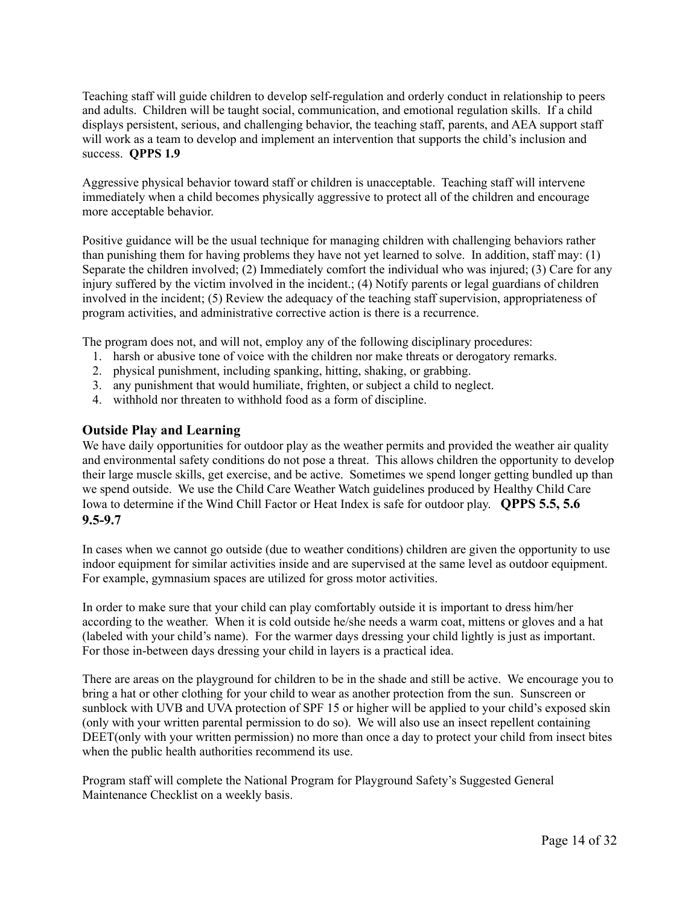Teaching staff will guide children to develop self-regulation and orderly conduct in relationship to peers and adults. Children will be taught social, communication, and emotional regulation skills. If a child displays persistent, serious, and challenging behavior, the teaching staff, parents, and AEA support staff will work as a team to develop and implement an intervention that supports the child's inclusion and success. **QPPS 1.9**

Aggressive physical behavior toward staff or children is unacceptable. Teaching staff will intervene immediately when a child becomes physically aggressive to protect all of the children and encourage more acceptable behavior.

Positive guidance will be the usual technique for managing children with challenging behaviors rather than punishing them for having problems they have not yet learned to solve. In addition, staff may: (1) Separate the children involved; (2) Immediately comfort the individual who was injured; (3) Care for any injury suffered by the victim involved in the incident.; (4) Notify parents or legal guardians of children involved in the incident; (5) Review the adequacy of the teaching staff supervision, appropriateness of program activities, and administrative corrective action is there is a recurrence.

The program does not, and will not, employ any of the following disciplinary procedures:

1. harsh or abusive tone of voice with the children nor make threats or derogatory remarks.
2. physical punishment, including spanking, hitting, shaking, or grabbing.
3. any punishment that would humiliate, frighten, or subject a child to neglect.
4. withhold nor threaten to withhold food as a form of discipline.

## Outside Play and Learning

We have daily opportunities for outdoor play as the weather permits and provided the weather air quality and environmental safety conditions do not pose a threat. This allows children the opportunity to develop their large muscle skills, get exercise, and be active. Sometimes we spend longer getting bundled up than we spend outside. We use the Child Care Weather Watch guidelines produced by Healthy Child Care Iowa to determine if the Wind Chill Factor or Heat Index is safe for outdoor play. **QPPS 5.5, 5.6 9.5-9.7**

In cases when we cannot go outside (due to weather conditions) children are given the opportunity to use indoor equipment for similar activities inside and are supervised at the same level as outdoor equipment. For example, gymnasium spaces are utilized for gross motor activities.

In order to make sure that your child can play comfortably outside it is important to dress him/her according to the weather. When it is cold outside he/she needs a warm coat, mittens or gloves and a hat (labeled with your child's name). For the warmer days dressing your child lightly is just as important. For those in-between days dressing your child in layers is a practical idea.

There are areas on the playground for children to be in the shade and still be active. We encourage you to bring a hat or other clothing for your child to wear as another protection from the sun. Sunscreen or sunblock with UVB and UVA protection of SPF 15 or higher will be applied to your child's exposed skin (only with your written parental permission to do so). We will also use an insect repellent containing DEET(only with your written permission) no more than once a day to protect your child from insect bites when the public health authorities recommend its use.

Program staff will complete the National Program for Playground Safety's Suggested General Maintenance Checklist on a weekly basis.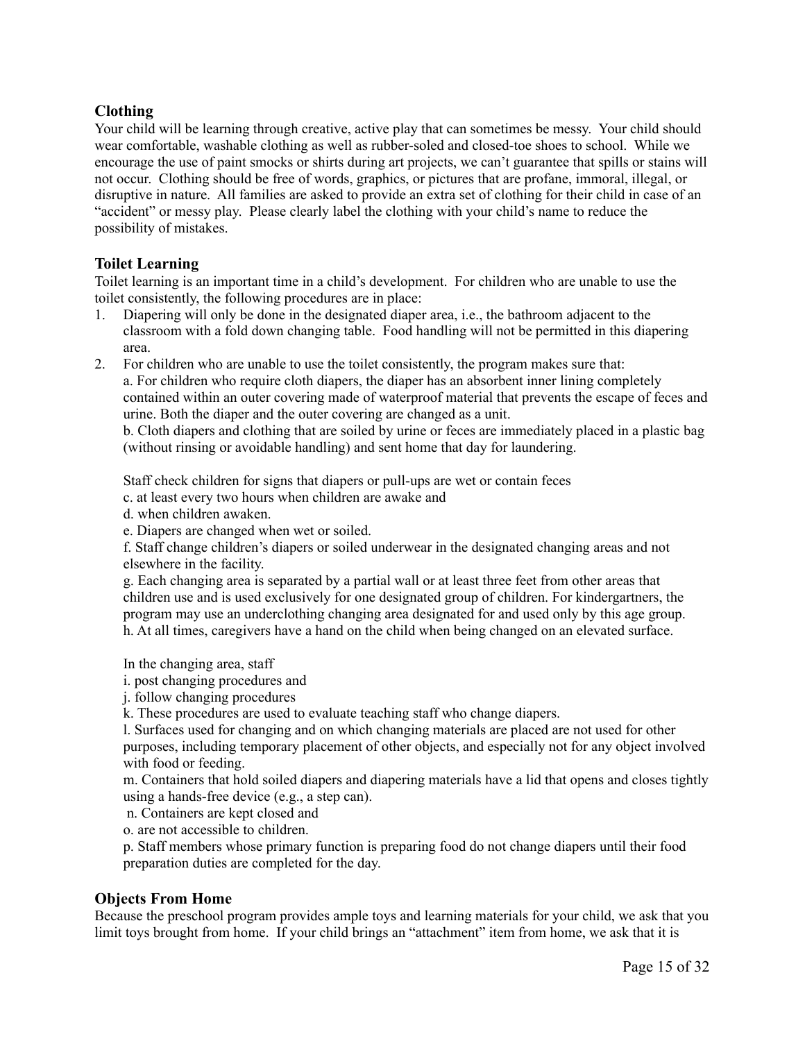### Clothing

Your child will be learning through creative, active play that can sometimes be messy. Your child should wear comfortable, washable clothing as well as rubber-soled and closed-toe shoes to school. While we encourage the use of paint smocks or shirts during art projects, we can't guarantee that spills or stains will not occur. Clothing should be free of words, graphics, or pictures that are profane, immoral, illegal, or disruptive in nature. All families are asked to provide an extra set of clothing for their child in case of an "accident" or messy play. Please clearly label the clothing with your child's name to reduce the possibility of mistakes.

### Toilet Learning

Toilet learning is an important time in a child's development. For children who are unable to use the toilet consistently, the following procedures are in place:

1. Diapering will only be done in the designated diaper area, i.e., the bathroom adjacent to the classroom with a fold down changing table. Food handling will not be permitted in this diapering area.
2. For children who are unable to use the toilet consistently, the program makes sure that:

   a. For children who require cloth diapers, the diaper has an absorbent inner lining completely contained within an outer covering made of waterproof material that prevents the escape of feces and urine. Both the diaper and the outer covering are changed as a unit.

   b. Cloth diapers and clothing that are soiled by urine or feces are immediately placed in a plastic bag (without rinsing or avoidable handling) and sent home that day for laundering.

   Staff check children for signs that diapers or pull-ups are wet or contain feces

   c. at least every two hours when children are awake and

   d. when children awaken.

   e. Diapers are changed when wet or soiled.

   f. Staff change children's diapers or soiled underwear in the designated changing areas and not elsewhere in the facility.

   g. Each changing area is separated by a partial wall or at least three feet from other areas that children use and is used exclusively for one designated group of children. For kindergartners, the program may use an underclothing changing area designated for and used only by this age group.

   h. At all times, caregivers have a hand on the child when being changed on an elevated surface.

   In the changing area, staff

   i. post changing procedures and

   j. follow changing procedures

   k. These procedures are used to evaluate teaching staff who change diapers.

   l. Surfaces used for changing and on which changing materials are placed are not used for other purposes, including temporary placement of other objects, and especially not for any object involved with food or feeding.

   m. Containers that hold soiled diapers and diapering materials have a lid that opens and closes tightly using a hands-free device (e.g., a step can).

   n. Containers are kept closed and

   o. are not accessible to children.

   p. Staff members whose primary function is preparing food do not change diapers until their food preparation duties are completed for the day.

### Objects From Home

Because the preschool program provides ample toys and learning materials for your child, we ask that you limit toys brought from home. If your child brings an "attachment" item from home, we ask that it is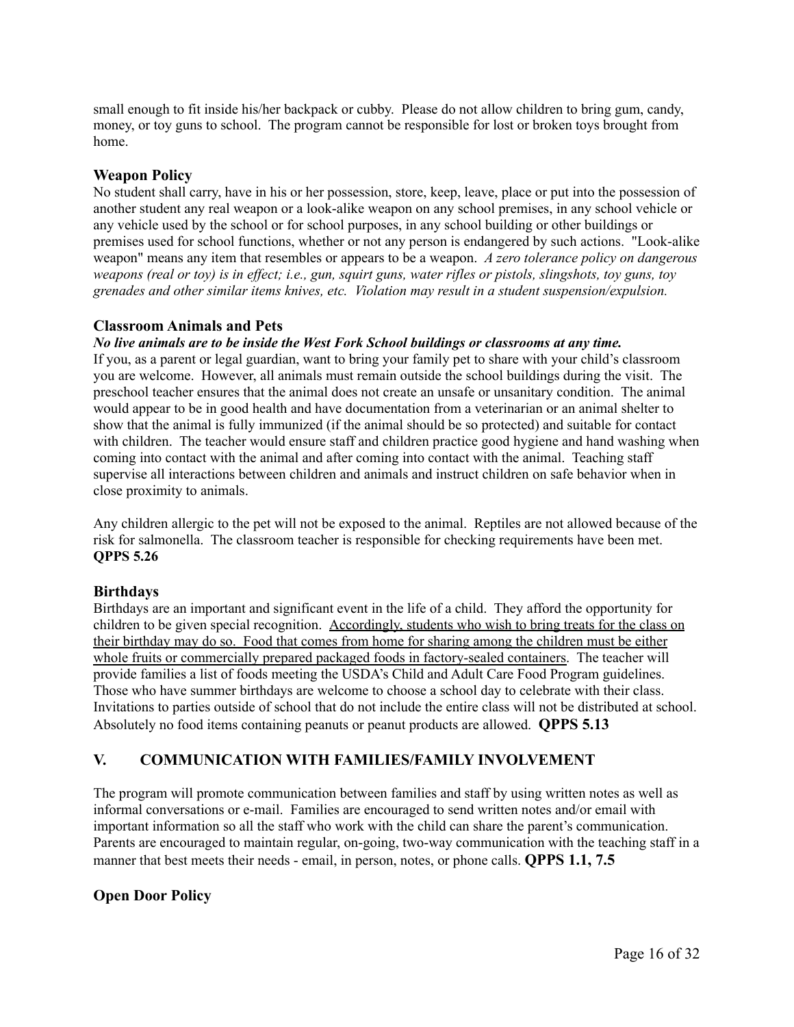small enough to fit inside his/her backpack or cubby. Please do not allow children to bring gum, candy, money, or toy guns to school. The program cannot be responsible for lost or broken toys brought from home.

### Weapon Policy

No student shall carry, have in his or her possession, store, keep, leave, place or put into the possession of another student any real weapon or a look-alike weapon on any school premises, in any school vehicle or any vehicle used by the school or for school purposes, in any school building or other buildings or premises used for school functions, whether or not any person is endangered by such actions. "Look-alike weapon" means any item that resembles or appears to be a weapon. *A zero tolerance policy on dangerous weapons (real or toy) is in effect; i.e., gun, squirt guns, water rifles or pistols, slingshots, toy guns, toy grenades and other similar items knives, etc. Violation may result in a student suspension/expulsion.*

### Classroom Animals and Pets

***No live animals are to be inside the West Fork School buildings or classrooms at any time.***

If you, as a parent or legal guardian, want to bring your family pet to share with your child's classroom you are welcome. However, all animals must remain outside the school buildings during the visit. The preschool teacher ensures that the animal does not create an unsafe or unsanitary condition. The animal would appear to be in good health and have documentation from a veterinarian or an animal shelter to show that the animal is fully immunized (if the animal should be so protected) and suitable for contact with children. The teacher would ensure staff and children practice good hygiene and hand washing when coming into contact with the animal and after coming into contact with the animal. Teaching staff supervise all interactions between children and animals and instruct children on safe behavior when in close proximity to animals.

Any children allergic to the pet will not be exposed to the animal. Reptiles are not allowed because of the risk for salmonella. The classroom teacher is responsible for checking requirements have been met. **QPPS 5.26**

### Birthdays

Birthdays are an important and significant event in the life of a child. They afford the opportunity for children to be given special recognition. Accordingly, students who wish to bring treats for the class on their birthday may do so. Food that comes from home for sharing among the children must be either whole fruits or commercially prepared packaged foods in factory-sealed containers. The teacher will provide families a list of foods meeting the USDA's Child and Adult Care Food Program guidelines. Those who have summer birthdays are welcome to choose a school day to celebrate with their class. Invitations to parties outside of school that do not include the entire class will not be distributed at school. Absolutely no food items containing peanuts or peanut products are allowed. **QPPS 5.13**

## V. COMMUNICATION WITH FAMILIES/FAMILY INVOLVEMENT

The program will promote communication between families and staff by using written notes as well as informal conversations or e-mail. Families are encouraged to send written notes and/or email with important information so all the staff who work with the child can share the parent's communication. Parents are encouraged to maintain regular, on-going, two-way communication with the teaching staff in a manner that best meets their needs - email, in person, notes, or phone calls. **QPPS 1.1, 7.5**

### Open Door Policy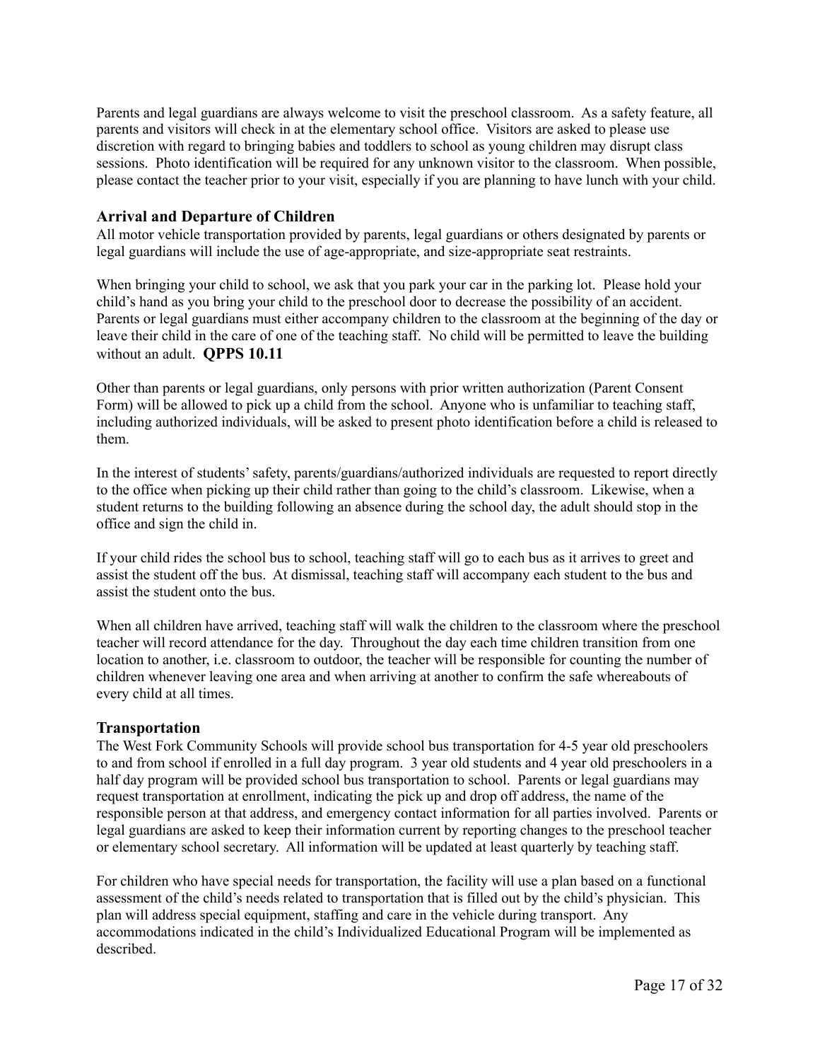Parents and legal guardians are always welcome to visit the preschool classroom. As a safety feature, all parents and visitors will check in at the elementary school office. Visitors are asked to please use discretion with regard to bringing babies and toddlers to school as young children may disrupt class sessions. Photo identification will be required for any unknown visitor to the classroom. When possible, please contact the teacher prior to your visit, especially if you are planning to have lunch with your child.

### Arrival and Departure of Children

All motor vehicle transportation provided by parents, legal guardians or others designated by parents or legal guardians will include the use of age-appropriate, and size-appropriate seat restraints.

When bringing your child to school, we ask that you park your car in the parking lot. Please hold your child's hand as you bring your child to the preschool door to decrease the possibility of an accident. Parents or legal guardians must either accompany children to the classroom at the beginning of the day or leave their child in the care of one of the teaching staff. No child will be permitted to leave the building without an adult. **QPPS 10.11**

Other than parents or legal guardians, only persons with prior written authorization (Parent Consent Form) will be allowed to pick up a child from the school. Anyone who is unfamiliar to teaching staff, including authorized individuals, will be asked to present photo identification before a child is released to them.

In the interest of students' safety, parents/guardians/authorized individuals are requested to report directly to the office when picking up their child rather than going to the child's classroom. Likewise, when a student returns to the building following an absence during the school day, the adult should stop in the office and sign the child in.

If your child rides the school bus to school, teaching staff will go to each bus as it arrives to greet and assist the student off the bus. At dismissal, teaching staff will accompany each student to the bus and assist the student onto the bus.

When all children have arrived, teaching staff will walk the children to the classroom where the preschool teacher will record attendance for the day. Throughout the day each time children transition from one location to another, i.e. classroom to outdoor, the teacher will be responsible for counting the number of children whenever leaving one area and when arriving at another to confirm the safe whereabouts of every child at all times.

### Transportation

The West Fork Community Schools will provide school bus transportation for 4-5 year old preschoolers to and from school if enrolled in a full day program. 3 year old students and 4 year old preschoolers in a half day program will be provided school bus transportation to school. Parents or legal guardians may request transportation at enrollment, indicating the pick up and drop off address, the name of the responsible person at that address, and emergency contact information for all parties involved. Parents or legal guardians are asked to keep their information current by reporting changes to the preschool teacher or elementary school secretary. All information will be updated at least quarterly by teaching staff.

For children who have special needs for transportation, the facility will use a plan based on a functional assessment of the child's needs related to transportation that is filled out by the child's physician. This plan will address special equipment, staffing and care in the vehicle during transport. Any accommodations indicated in the child's Individualized Educational Program will be implemented as described.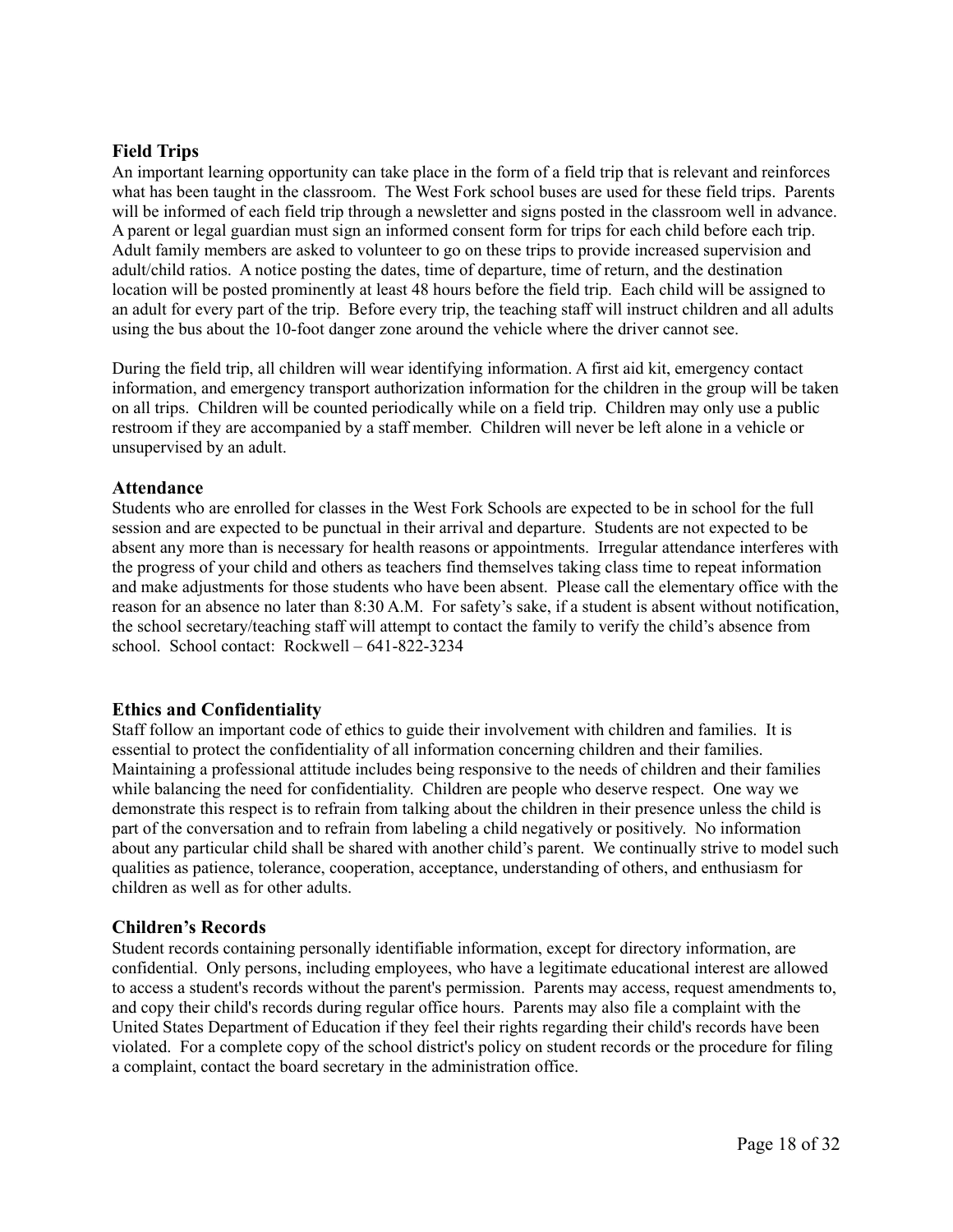### Field Trips

An important learning opportunity can take place in the form of a field trip that is relevant and reinforces what has been taught in the classroom. The West Fork school buses are used for these field trips. Parents will be informed of each field trip through a newsletter and signs posted in the classroom well in advance. A parent or legal guardian must sign an informed consent form for trips for each child before each trip. Adult family members are asked to volunteer to go on these trips to provide increased supervision and adult/child ratios. A notice posting the dates, time of departure, time of return, and the destination location will be posted prominently at least 48 hours before the field trip. Each child will be assigned to an adult for every part of the trip. Before every trip, the teaching staff will instruct children and all adults using the bus about the 10-foot danger zone around the vehicle where the driver cannot see.

During the field trip, all children will wear identifying information. A first aid kit, emergency contact information, and emergency transport authorization information for the children in the group will be taken on all trips. Children will be counted periodically while on a field trip. Children may only use a public restroom if they are accompanied by a staff member. Children will never be left alone in a vehicle or unsupervised by an adult.

### Attendance

Students who are enrolled for classes in the West Fork Schools are expected to be in school for the full session and are expected to be punctual in their arrival and departure. Students are not expected to be absent any more than is necessary for health reasons or appointments. Irregular attendance interferes with the progress of your child and others as teachers find themselves taking class time to repeat information and make adjustments for those students who have been absent. Please call the elementary office with the reason for an absence no later than 8:30 A.M. For safety's sake, if a student is absent without notification, the school secretary/teaching staff will attempt to contact the family to verify the child's absence from school. School contact: Rockwell – 641-822-3234

### Ethics and Confidentiality

Staff follow an important code of ethics to guide their involvement with children and families. It is essential to protect the confidentiality of all information concerning children and their families. Maintaining a professional attitude includes being responsive to the needs of children and their families while balancing the need for confidentiality. Children are people who deserve respect. One way we demonstrate this respect is to refrain from talking about the children in their presence unless the child is part of the conversation and to refrain from labeling a child negatively or positively. No information about any particular child shall be shared with another child's parent. We continually strive to model such qualities as patience, tolerance, cooperation, acceptance, understanding of others, and enthusiasm for children as well as for other adults.

### Children's Records

Student records containing personally identifiable information, except for directory information, are confidential. Only persons, including employees, who have a legitimate educational interest are allowed to access a student's records without the parent's permission. Parents may access, request amendments to, and copy their child's records during regular office hours. Parents may also file a complaint with the United States Department of Education if they feel their rights regarding their child's records have been violated. For a complete copy of the school district's policy on student records or the procedure for filing a complaint, contact the board secretary in the administration office.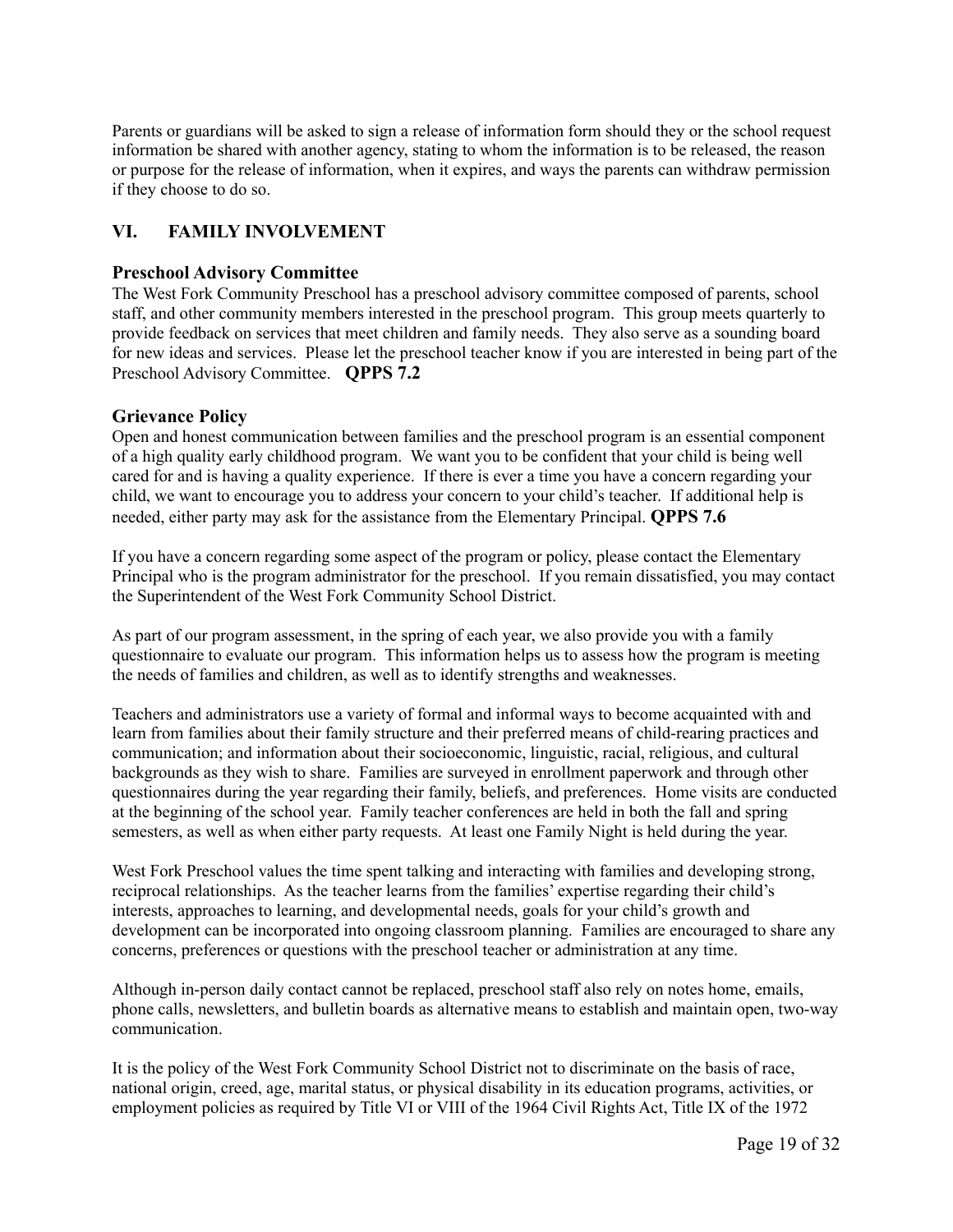Parents or guardians will be asked to sign a release of information form should they or the school request information be shared with another agency, stating to whom the information is to be released, the reason or purpose for the release of information, when it expires, and ways the parents can withdraw permission if they choose to do so.

## VI. FAMILY INVOLVEMENT

### Preschool Advisory Committee

The West Fork Community Preschool has a preschool advisory committee composed of parents, school staff, and other community members interested in the preschool program. This group meets quarterly to provide feedback on services that meet children and family needs. They also serve as a sounding board for new ideas and services. Please let the preschool teacher know if you are interested in being part of the Preschool Advisory Committee. **QPPS 7.2**

### Grievance Policy

Open and honest communication between families and the preschool program is an essential component of a high quality early childhood program. We want you to be confident that your child is being well cared for and is having a quality experience. If there is ever a time you have a concern regarding your child, we want to encourage you to address your concern to your child's teacher. If additional help is needed, either party may ask for the assistance from the Elementary Principal. **QPPS 7.6**

If you have a concern regarding some aspect of the program or policy, please contact the Elementary Principal who is the program administrator for the preschool. If you remain dissatisfied, you may contact the Superintendent of the West Fork Community School District.

As part of our program assessment, in the spring of each year, we also provide you with a family questionnaire to evaluate our program. This information helps us to assess how the program is meeting the needs of families and children, as well as to identify strengths and weaknesses.

Teachers and administrators use a variety of formal and informal ways to become acquainted with and learn from families about their family structure and their preferred means of child-rearing practices and communication; and information about their socioeconomic, linguistic, racial, religious, and cultural backgrounds as they wish to share. Families are surveyed in enrollment paperwork and through other questionnaires during the year regarding their family, beliefs, and preferences. Home visits are conducted at the beginning of the school year. Family teacher conferences are held in both the fall and spring semesters, as well as when either party requests. At least one Family Night is held during the year.

West Fork Preschool values the time spent talking and interacting with families and developing strong, reciprocal relationships. As the teacher learns from the families' expertise regarding their child's interests, approaches to learning, and developmental needs, goals for your child's growth and development can be incorporated into ongoing classroom planning. Families are encouraged to share any concerns, preferences or questions with the preschool teacher or administration at any time.

Although in-person daily contact cannot be replaced, preschool staff also rely on notes home, emails, phone calls, newsletters, and bulletin boards as alternative means to establish and maintain open, two-way communication.

It is the policy of the West Fork Community School District not to discriminate on the basis of race, national origin, creed, age, marital status, or physical disability in its education programs, activities, or employment policies as required by Title VI or VIII of the 1964 Civil Rights Act, Title IX of the 1972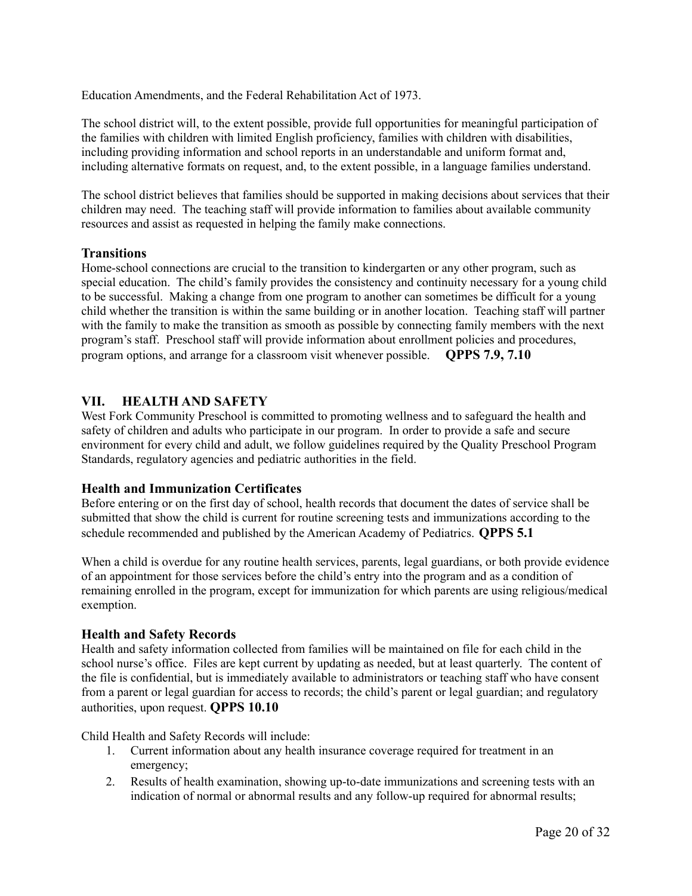Education Amendments, and the Federal Rehabilitation Act of 1973.

The school district will, to the extent possible, provide full opportunities for meaningful participation of the families with children with limited English proficiency, families with children with disabilities, including providing information and school reports in an understandable and uniform format and, including alternative formats on request, and, to the extent possible, in a language families understand.

The school district believes that families should be supported in making decisions about services that their children may need. The teaching staff will provide information to families about available community resources and assist as requested in helping the family make connections.

### Transitions

Home-school connections are crucial to the transition to kindergarten or any other program, such as special education. The child's family provides the consistency and continuity necessary for a young child to be successful. Making a change from one program to another can sometimes be difficult for a young child whether the transition is within the same building or in another location. Teaching staff will partner with the family to make the transition as smooth as possible by connecting family members with the next program's staff. Preschool staff will provide information about enrollment policies and procedures, program options, and arrange for a classroom visit whenever possible. **QPPS 7.9, 7.10**

## VII. HEALTH AND SAFETY

West Fork Community Preschool is committed to promoting wellness and to safeguard the health and safety of children and adults who participate in our program. In order to provide a safe and secure environment for every child and adult, we follow guidelines required by the Quality Preschool Program Standards, regulatory agencies and pediatric authorities in the field.

### Health and Immunization Certificates

Before entering or on the first day of school, health records that document the dates of service shall be submitted that show the child is current for routine screening tests and immunizations according to the schedule recommended and published by the American Academy of Pediatrics. **QPPS 5.1**

When a child is overdue for any routine health services, parents, legal guardians, or both provide evidence of an appointment for those services before the child's entry into the program and as a condition of remaining enrolled in the program, except for immunization for which parents are using religious/medical exemption.

### Health and Safety Records

Health and safety information collected from families will be maintained on file for each child in the school nurse's office. Files are kept current by updating as needed, but at least quarterly. The content of the file is confidential, but is immediately available to administrators or teaching staff who have consent from a parent or legal guardian for access to records; the child's parent or legal guardian; and regulatory authorities, upon request. **QPPS 10.10**

Child Health and Safety Records will include:

1. Current information about any health insurance coverage required for treatment in an emergency;
2. Results of health examination, showing up-to-date immunizations and screening tests with an indication of normal or abnormal results and any follow-up required for abnormal results;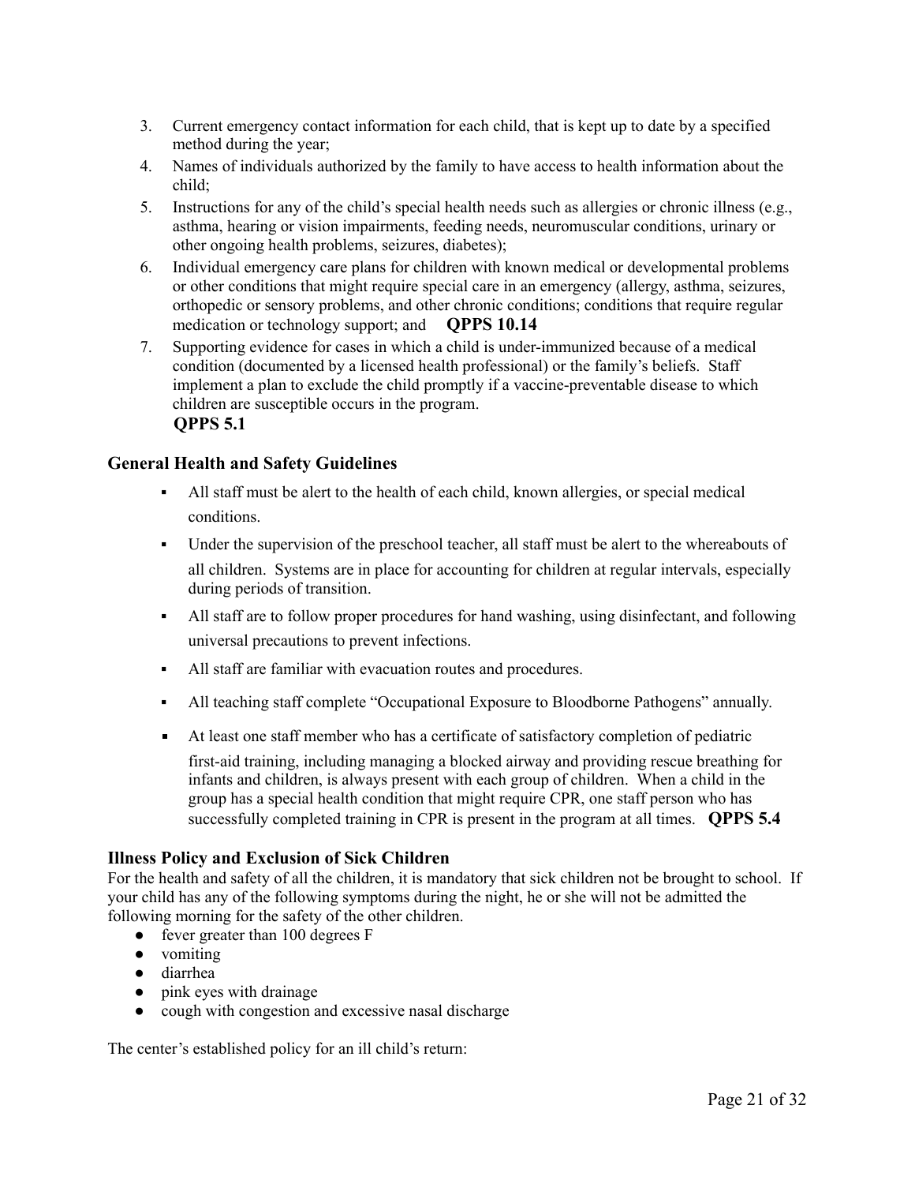3. Current emergency contact information for each child, that is kept up to date by a specified method during the year;
4. Names of individuals authorized by the family to have access to health information about the child;
5. Instructions for any of the child's special health needs such as allergies or chronic illness (e.g., asthma, hearing or vision impairments, feeding needs, neuromuscular conditions, urinary or other ongoing health problems, seizures, diabetes);
6. Individual emergency care plans for children with known medical or developmental problems or other conditions that might require special care in an emergency (allergy, asthma, seizures, orthopedic or sensory problems, and other chronic conditions; conditions that require regular medication or technology support; and **QPPS 10.14**
7. Supporting evidence for cases in which a child is under-immunized because of a medical condition (documented by a licensed health professional) or the family's beliefs. Staff implement a plan to exclude the child promptly if a vaccine-preventable disease to which children are susceptible occurs in the program.
   **QPPS 5.1**

### General Health and Safety Guidelines

- All staff must be alert to the health of each child, known allergies, or special medical conditions.
- Under the supervision of the preschool teacher, all staff must be alert to the whereabouts of all children. Systems are in place for accounting for children at regular intervals, especially during periods of transition.
- All staff are to follow proper procedures for hand washing, using disinfectant, and following universal precautions to prevent infections.
- All staff are familiar with evacuation routes and procedures.
- All teaching staff complete "Occupational Exposure to Bloodborne Pathogens" annually.
- At least one staff member who has a certificate of satisfactory completion of pediatric first-aid training, including managing a blocked airway and providing rescue breathing for infants and children, is always present with each group of children. When a child in the group has a special health condition that might require CPR, one staff person who has successfully completed training in CPR is present in the program at all times. **QPPS 5.4**

### Illness Policy and Exclusion of Sick Children

For the health and safety of all the children, it is mandatory that sick children not be brought to school. If your child has any of the following symptoms during the night, he or she will not be admitted the following morning for the safety of the other children.

- fever greater than 100 degrees F
- vomiting
- diarrhea
- pink eyes with drainage
- cough with congestion and excessive nasal discharge

The center's established policy for an ill child's return: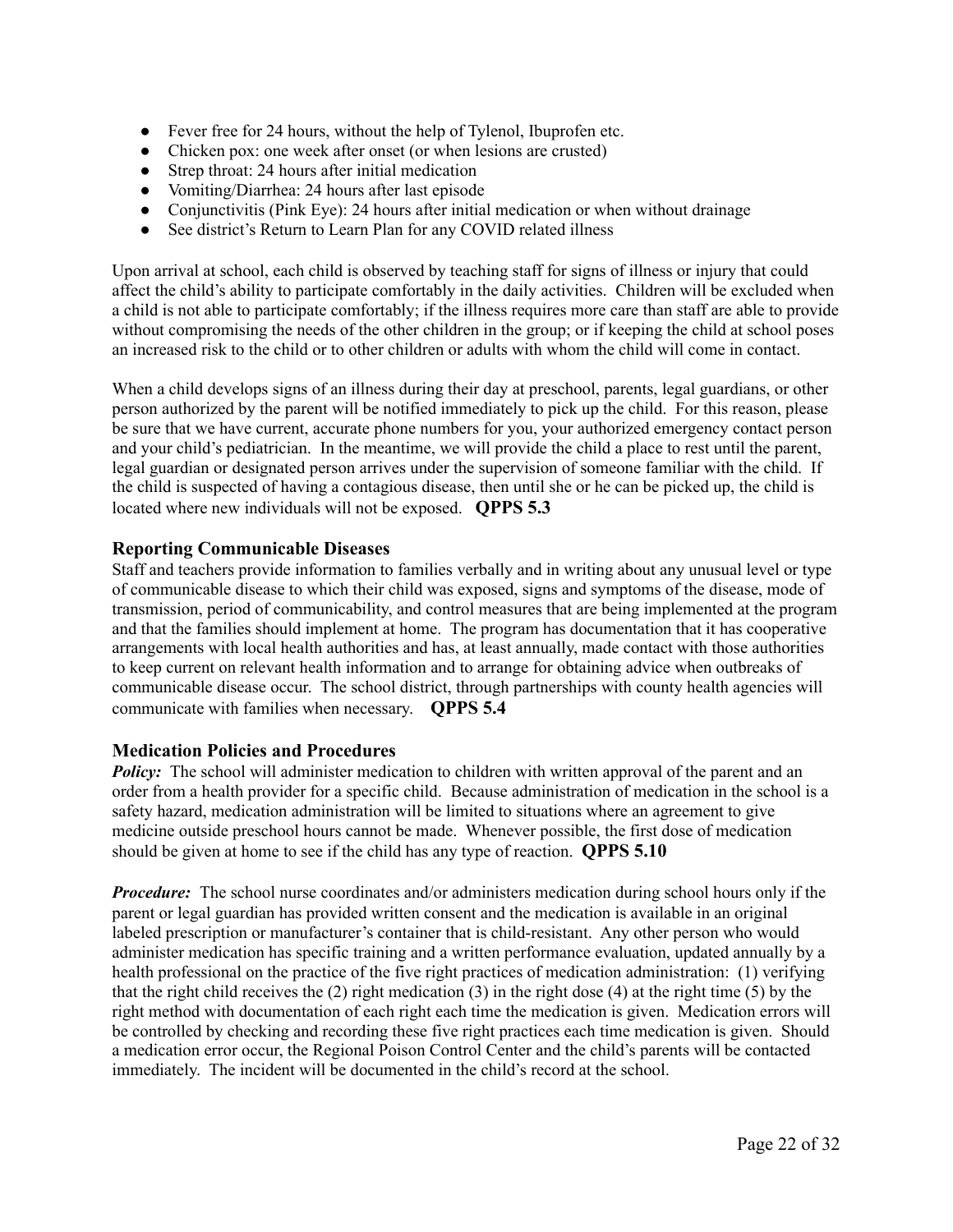- Fever free for 24 hours, without the help of Tylenol, Ibuprofen etc.
- Chicken pox: one week after onset (or when lesions are crusted)
- Strep throat: 24 hours after initial medication
- Vomiting/Diarrhea: 24 hours after last episode
- Conjunctivitis (Pink Eye): 24 hours after initial medication or when without drainage
- See district's Return to Learn Plan for any COVID related illness

Upon arrival at school, each child is observed by teaching staff for signs of illness or injury that could affect the child's ability to participate comfortably in the daily activities. Children will be excluded when a child is not able to participate comfortably; if the illness requires more care than staff are able to provide without compromising the needs of the other children in the group; or if keeping the child at school poses an increased risk to the child or to other children or adults with whom the child will come in contact.

When a child develops signs of an illness during their day at preschool, parents, legal guardians, or other person authorized by the parent will be notified immediately to pick up the child. For this reason, please be sure that we have current, accurate phone numbers for you, your authorized emergency contact person and your child's pediatrician. In the meantime, we will provide the child a place to rest until the parent, legal guardian or designated person arrives under the supervision of someone familiar with the child. If the child is suspected of having a contagious disease, then until she or he can be picked up, the child is located where new individuals will not be exposed. **QPPS 5.3**

### Reporting Communicable Diseases

Staff and teachers provide information to families verbally and in writing about any unusual level or type of communicable disease to which their child was exposed, signs and symptoms of the disease, mode of transmission, period of communicability, and control measures that are being implemented at the program and that the families should implement at home. The program has documentation that it has cooperative arrangements with local health authorities and has, at least annually, made contact with those authorities to keep current on relevant health information and to arrange for obtaining advice when outbreaks of communicable disease occur. The school district, through partnerships with county health agencies will communicate with families when necessary. **QPPS 5.4**

### Medication Policies and Procedures

***Policy:*** The school will administer medication to children with written approval of the parent and an order from a health provider for a specific child. Because administration of medication in the school is a safety hazard, medication administration will be limited to situations where an agreement to give medicine outside preschool hours cannot be made. Whenever possible, the first dose of medication should be given at home to see if the child has any type of reaction. **QPPS 5.10**

***Procedure:*** The school nurse coordinates and/or administers medication during school hours only if the parent or legal guardian has provided written consent and the medication is available in an original labeled prescription or manufacturer's container that is child-resistant. Any other person who would administer medication has specific training and a written performance evaluation, updated annually by a health professional on the practice of the five right practices of medication administration: (1) verifying that the right child receives the (2) right medication (3) in the right dose (4) at the right time (5) by the right method with documentation of each right each time the medication is given. Medication errors will be controlled by checking and recording these five right practices each time medication is given. Should a medication error occur, the Regional Poison Control Center and the child's parents will be contacted immediately. The incident will be documented in the child's record at the school.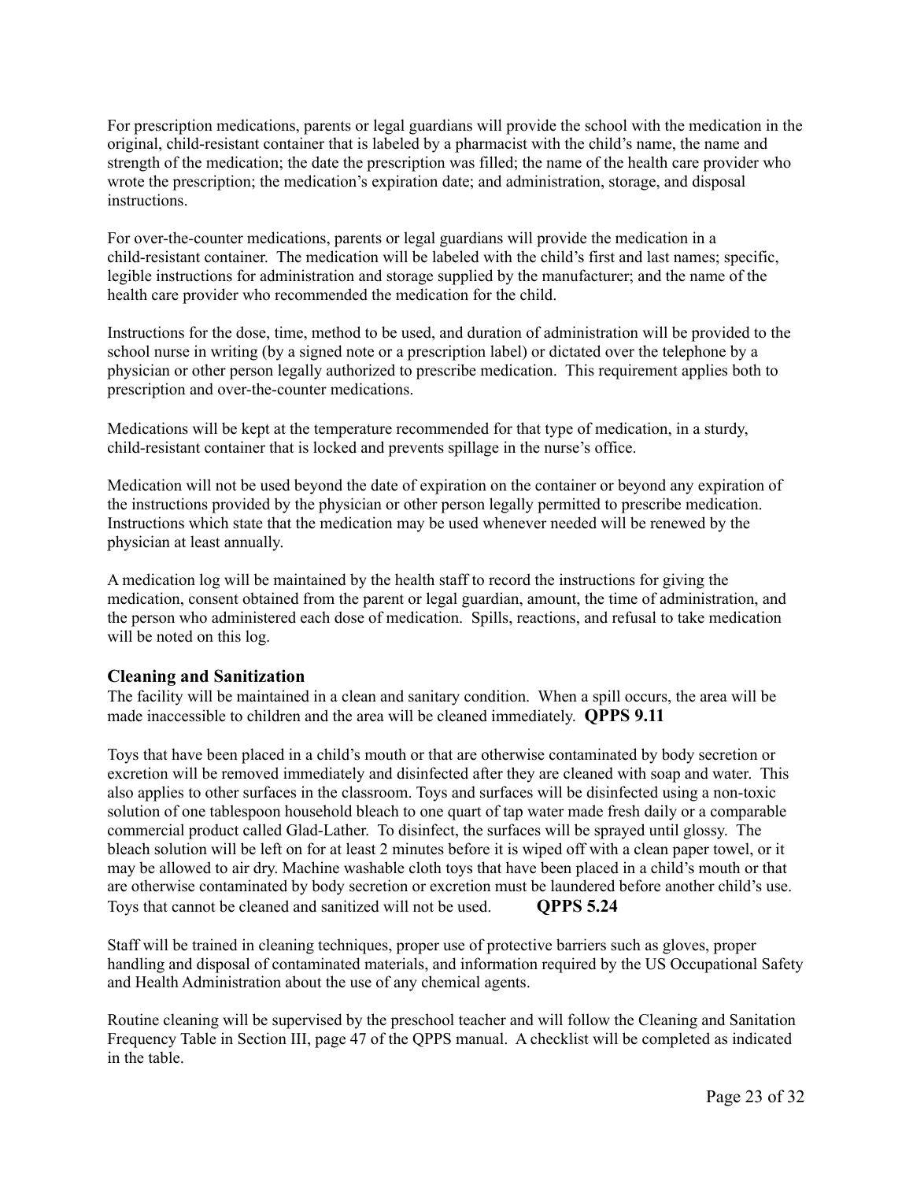For prescription medications, parents or legal guardians will provide the school with the medication in the original, child-resistant container that is labeled by a pharmacist with the child's name, the name and strength of the medication; the date the prescription was filled; the name of the health care provider who wrote the prescription; the medication's expiration date; and administration, storage, and disposal instructions.

For over-the-counter medications, parents or legal guardians will provide the medication in a child-resistant container. The medication will be labeled with the child's first and last names; specific, legible instructions for administration and storage supplied by the manufacturer; and the name of the health care provider who recommended the medication for the child.

Instructions for the dose, time, method to be used, and duration of administration will be provided to the school nurse in writing (by a signed note or a prescription label) or dictated over the telephone by a physician or other person legally authorized to prescribe medication. This requirement applies both to prescription and over-the-counter medications.

Medications will be kept at the temperature recommended for that type of medication, in a sturdy, child-resistant container that is locked and prevents spillage in the nurse's office.

Medication will not be used beyond the date of expiration on the container or beyond any expiration of the instructions provided by the physician or other person legally permitted to prescribe medication. Instructions which state that the medication may be used whenever needed will be renewed by the physician at least annually.

A medication log will be maintained by the health staff to record the instructions for giving the medication, consent obtained from the parent or legal guardian, amount, the time of administration, and the person who administered each dose of medication. Spills, reactions, and refusal to take medication will be noted on this log.

### Cleaning and Sanitization

The facility will be maintained in a clean and sanitary condition. When a spill occurs, the area will be made inaccessible to children and the area will be cleaned immediately. **QPPS 9.11**

Toys that have been placed in a child's mouth or that are otherwise contaminated by body secretion or excretion will be removed immediately and disinfected after they are cleaned with soap and water. This also applies to other surfaces in the classroom. Toys and surfaces will be disinfected using a non-toxic solution of one tablespoon household bleach to one quart of tap water made fresh daily or a comparable commercial product called Glad-Lather. To disinfect, the surfaces will be sprayed until glossy. The bleach solution will be left on for at least 2 minutes before it is wiped off with a clean paper towel, or it may be allowed to air dry. Machine washable cloth toys that have been placed in a child's mouth or that are otherwise contaminated by body secretion or excretion must be laundered before another child's use. Toys that cannot be cleaned and sanitized will not be used. **QPPS 5.24**

Staff will be trained in cleaning techniques, proper use of protective barriers such as gloves, proper handling and disposal of contaminated materials, and information required by the US Occupational Safety and Health Administration about the use of any chemical agents.

Routine cleaning will be supervised by the preschool teacher and will follow the Cleaning and Sanitation Frequency Table in Section III, page 47 of the QPPS manual. A checklist will be completed as indicated in the table.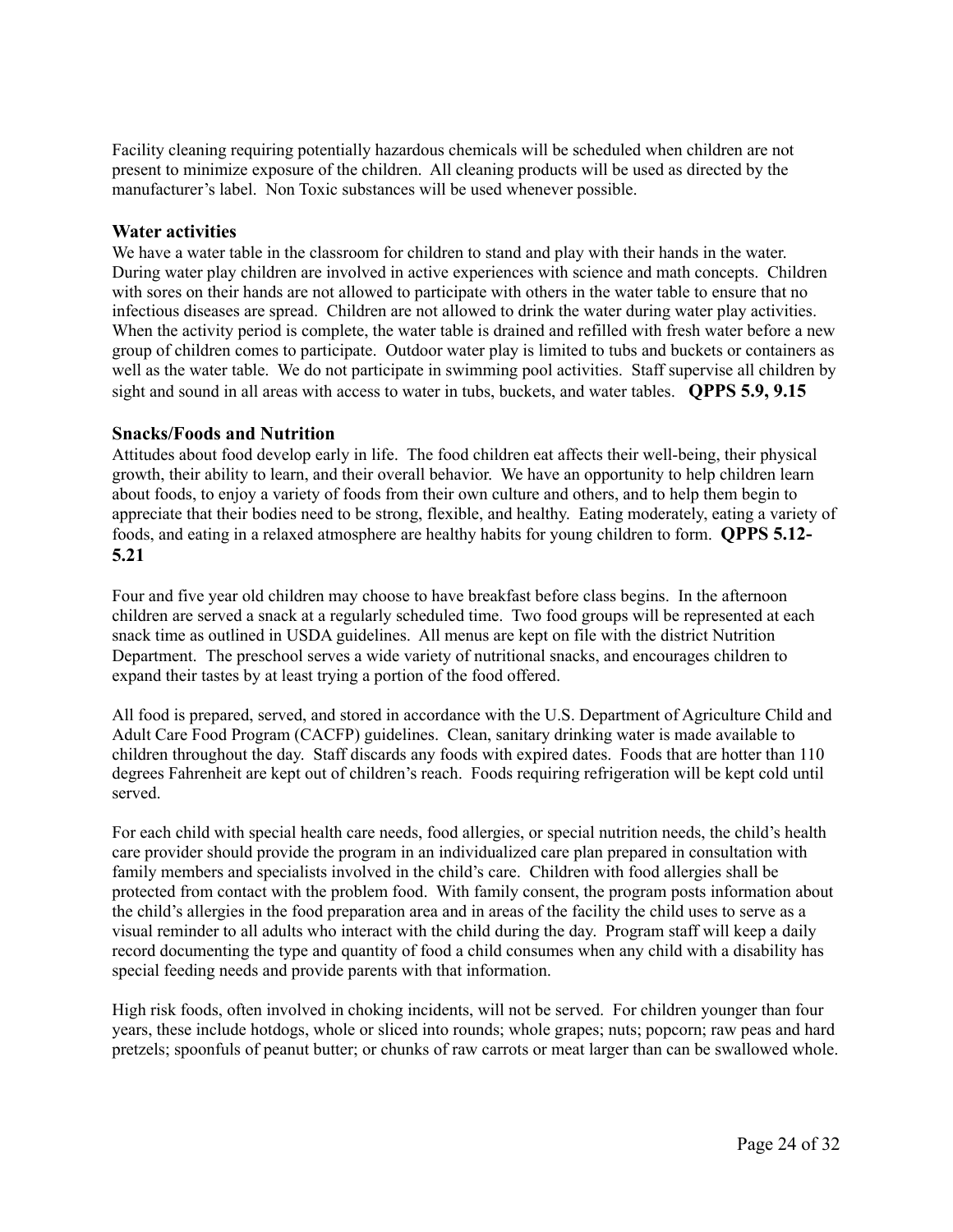Facility cleaning requiring potentially hazardous chemicals will be scheduled when children are not present to minimize exposure of the children. All cleaning products will be used as directed by the manufacturer's label. Non Toxic substances will be used whenever possible.

### Water activities

We have a water table in the classroom for children to stand and play with their hands in the water. During water play children are involved in active experiences with science and math concepts. Children with sores on their hands are not allowed to participate with others in the water table to ensure that no infectious diseases are spread. Children are not allowed to drink the water during water play activities. When the activity period is complete, the water table is drained and refilled with fresh water before a new group of children comes to participate. Outdoor water play is limited to tubs and buckets or containers as well as the water table. We do not participate in swimming pool activities. Staff supervise all children by sight and sound in all areas with access to water in tubs, buckets, and water tables. **QPPS 5.9, 9.15**

### Snacks/Foods and Nutrition

Attitudes about food develop early in life. The food children eat affects their well-being, their physical growth, their ability to learn, and their overall behavior. We have an opportunity to help children learn about foods, to enjoy a variety of foods from their own culture and others, and to help them begin to appreciate that their bodies need to be strong, flexible, and healthy. Eating moderately, eating a variety of foods, and eating in a relaxed atmosphere are healthy habits for young children to form. **QPPS 5.12-5.21**

Four and five year old children may choose to have breakfast before class begins. In the afternoon children are served a snack at a regularly scheduled time. Two food groups will be represented at each snack time as outlined in USDA guidelines. All menus are kept on file with the district Nutrition Department. The preschool serves a wide variety of nutritional snacks, and encourages children to expand their tastes by at least trying a portion of the food offered.

All food is prepared, served, and stored in accordance with the U.S. Department of Agriculture Child and Adult Care Food Program (CACFP) guidelines. Clean, sanitary drinking water is made available to children throughout the day. Staff discards any foods with expired dates. Foods that are hotter than 110 degrees Fahrenheit are kept out of children's reach. Foods requiring refrigeration will be kept cold until served.

For each child with special health care needs, food allergies, or special nutrition needs, the child's health care provider should provide the program in an individualized care plan prepared in consultation with family members and specialists involved in the child's care. Children with food allergies shall be protected from contact with the problem food. With family consent, the program posts information about the child's allergies in the food preparation area and in areas of the facility the child uses to serve as a visual reminder to all adults who interact with the child during the day. Program staff will keep a daily record documenting the type and quantity of food a child consumes when any child with a disability has special feeding needs and provide parents with that information.

High risk foods, often involved in choking incidents, will not be served. For children younger than four years, these include hotdogs, whole or sliced into rounds; whole grapes; nuts; popcorn; raw peas and hard pretzels; spoonfuls of peanut butter; or chunks of raw carrots or meat larger than can be swallowed whole.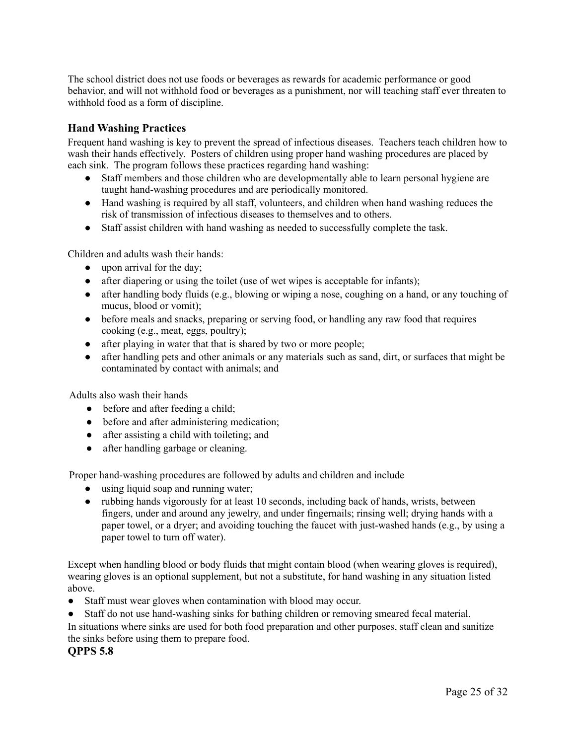The school district does not use foods or beverages as rewards for academic performance or good behavior, and will not withhold food or beverages as a punishment, nor will teaching staff ever threaten to withhold food as a form of discipline.

### Hand Washing Practices

Frequent hand washing is key to prevent the spread of infectious diseases. Teachers teach children how to wash their hands effectively. Posters of children using proper hand washing procedures are placed by each sink. The program follows these practices regarding hand washing:

- Staff members and those children who are developmentally able to learn personal hygiene are taught hand-washing procedures and are periodically monitored.
- Hand washing is required by all staff, volunteers, and children when hand washing reduces the risk of transmission of infectious diseases to themselves and to others.
- Staff assist children with hand washing as needed to successfully complete the task.

Children and adults wash their hands:

- upon arrival for the day;
- after diapering or using the toilet (use of wet wipes is acceptable for infants);
- after handling body fluids (e.g., blowing or wiping a nose, coughing on a hand, or any touching of mucus, blood or vomit);
- before meals and snacks, preparing or serving food, or handling any raw food that requires cooking (e.g., meat, eggs, poultry);
- after playing in water that that is shared by two or more people;
- after handling pets and other animals or any materials such as sand, dirt, or surfaces that might be contaminated by contact with animals; and

Adults also wash their hands

- before and after feeding a child;
- before and after administering medication;
- after assisting a child with toileting; and
- after handling garbage or cleaning.

Proper hand-washing procedures are followed by adults and children and include

- using liquid soap and running water;
- rubbing hands vigorously for at least 10 seconds, including back of hands, wrists, between fingers, under and around any jewelry, and under fingernails; rinsing well; drying hands with a paper towel, or a dryer; and avoiding touching the faucet with just-washed hands (e.g., by using a paper towel to turn off water).

Except when handling blood or body fluids that might contain blood (when wearing gloves is required), wearing gloves is an optional supplement, but not a substitute, for hand washing in any situation listed above.

- Staff must wear gloves when contamination with blood may occur.
- Staff do not use hand-washing sinks for bathing children or removing smeared fecal material.

In situations where sinks are used for both food preparation and other purposes, staff clean and sanitize the sinks before using them to prepare food.

**QPPS 5.8**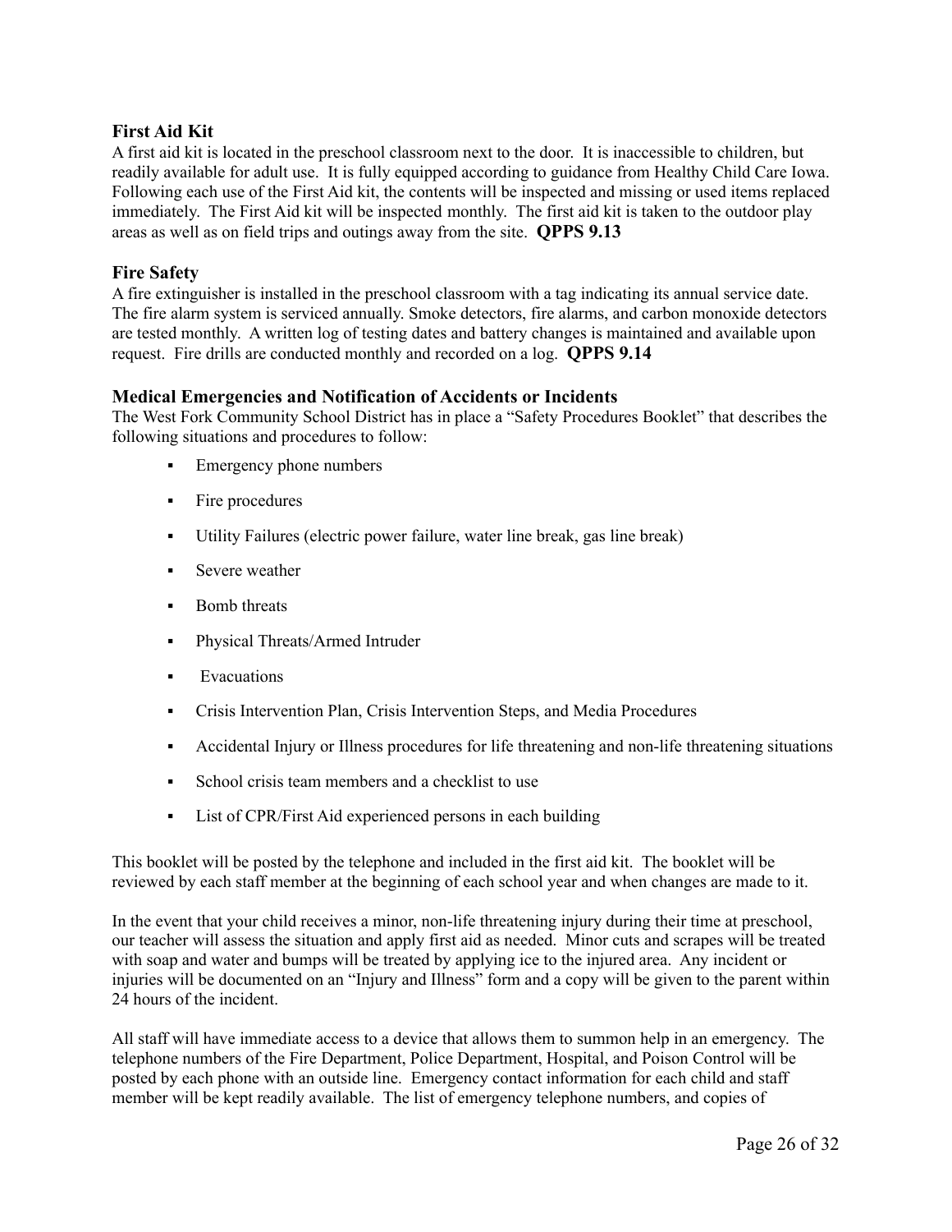### First Aid Kit

A first aid kit is located in the preschool classroom next to the door. It is inaccessible to children, but readily available for adult use. It is fully equipped according to guidance from Healthy Child Care Iowa. Following each use of the First Aid kit, the contents will be inspected and missing or used items replaced immediately. The First Aid kit will be inspected monthly. The first aid kit is taken to the outdoor play areas as well as on field trips and outings away from the site. **QPPS 9.13**

### Fire Safety

A fire extinguisher is installed in the preschool classroom with a tag indicating its annual service date. The fire alarm system is serviced annually. Smoke detectors, fire alarms, and carbon monoxide detectors are tested monthly. A written log of testing dates and battery changes is maintained and available upon request. Fire drills are conducted monthly and recorded on a log. **QPPS 9.14**

### Medical Emergencies and Notification of Accidents or Incidents

The West Fork Community School District has in place a "Safety Procedures Booklet" that describes the following situations and procedures to follow:

- Emergency phone numbers
- Fire procedures
- Utility Failures (electric power failure, water line break, gas line break)
- Severe weather
- Bomb threats
- Physical Threats/Armed Intruder
- Evacuations
- Crisis Intervention Plan, Crisis Intervention Steps, and Media Procedures
- Accidental Injury or Illness procedures for life threatening and non-life threatening situations
- School crisis team members and a checklist to use
- List of CPR/First Aid experienced persons in each building

This booklet will be posted by the telephone and included in the first aid kit. The booklet will be reviewed by each staff member at the beginning of each school year and when changes are made to it.

In the event that your child receives a minor, non-life threatening injury during their time at preschool, our teacher will assess the situation and apply first aid as needed. Minor cuts and scrapes will be treated with soap and water and bumps will be treated by applying ice to the injured area. Any incident or injuries will be documented on an "Injury and Illness" form and a copy will be given to the parent within 24 hours of the incident.

All staff will have immediate access to a device that allows them to summon help in an emergency. The telephone numbers of the Fire Department, Police Department, Hospital, and Poison Control will be posted by each phone with an outside line. Emergency contact information for each child and staff member will be kept readily available. The list of emergency telephone numbers, and copies of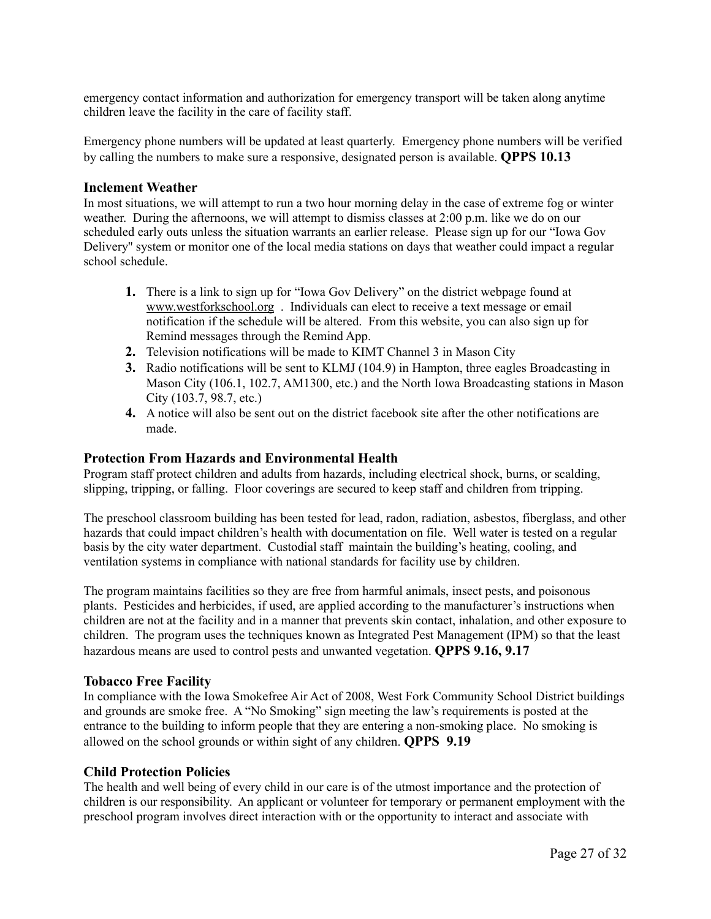emergency contact information and authorization for emergency transport will be taken along anytime children leave the facility in the care of facility staff.

Emergency phone numbers will be updated at least quarterly. Emergency phone numbers will be verified by calling the numbers to make sure a responsive, designated person is available. **QPPS 10.13**

### Inclement Weather

In most situations, we will attempt to run a two hour morning delay in the case of extreme fog or winter weather. During the afternoons, we will attempt to dismiss classes at 2:00 p.m. like we do on our scheduled early outs unless the situation warrants an earlier release. Please sign up for our "Iowa Gov Delivery" system or monitor one of the local media stations on days that weather could impact a regular school schedule.

1. There is a link to sign up for "Iowa Gov Delivery" on the district webpage found at www.westforkschool.org . Individuals can elect to receive a text message or email notification if the schedule will be altered. From this website, you can also sign up for Remind messages through the Remind App.
2. Television notifications will be made to KIMT Channel 3 in Mason City
3. Radio notifications will be sent to KLMJ (104.9) in Hampton, three eagles Broadcasting in Mason City (106.1, 102.7, AM1300, etc.) and the North Iowa Broadcasting stations in Mason City (103.7, 98.7, etc.)
4. A notice will also be sent out on the district facebook site after the other notifications are made.

### Protection From Hazards and Environmental Health

Program staff protect children and adults from hazards, including electrical shock, burns, or scalding, slipping, tripping, or falling. Floor coverings are secured to keep staff and children from tripping.

The preschool classroom building has been tested for lead, radon, radiation, asbestos, fiberglass, and other hazards that could impact children's health with documentation on file. Well water is tested on a regular basis by the city water department. Custodial staff maintain the building's heating, cooling, and ventilation systems in compliance with national standards for facility use by children.

The program maintains facilities so they are free from harmful animals, insect pests, and poisonous plants. Pesticides and herbicides, if used, are applied according to the manufacturer's instructions when children are not at the facility and in a manner that prevents skin contact, inhalation, and other exposure to children. The program uses the techniques known as Integrated Pest Management (IPM) so that the least hazardous means are used to control pests and unwanted vegetation. **QPPS 9.16, 9.17**

### Tobacco Free Facility

In compliance with the Iowa Smokefree Air Act of 2008, West Fork Community School District buildings and grounds are smoke free. A "No Smoking" sign meeting the law's requirements is posted at the entrance to the building to inform people that they are entering a non-smoking place. No smoking is allowed on the school grounds or within sight of any children. **QPPS 9.19**

### Child Protection Policies

The health and well being of every child in our care is of the utmost importance and the protection of children is our responsibility. An applicant or volunteer for temporary or permanent employment with the preschool program involves direct interaction with or the opportunity to interact and associate with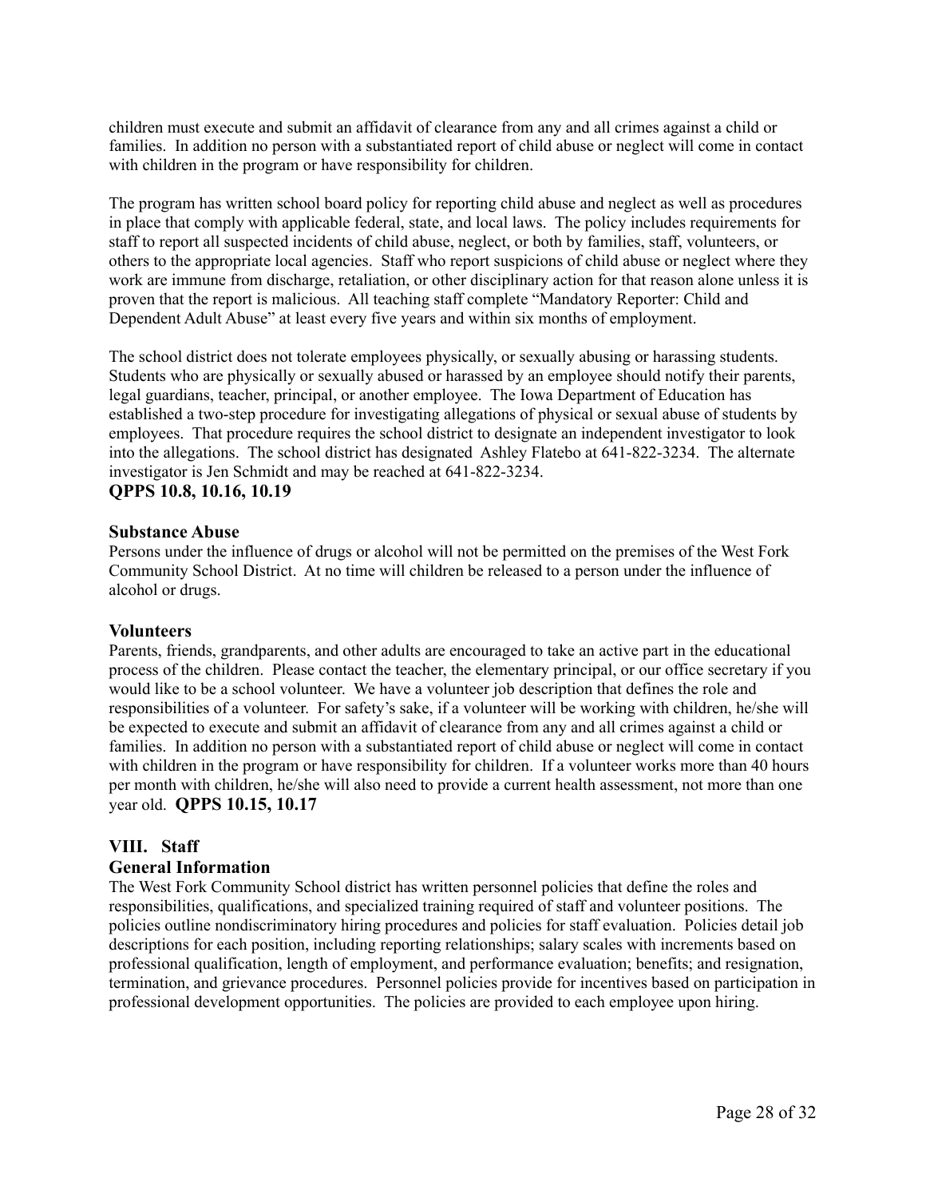children must execute and submit an affidavit of clearance from any and all crimes against a child or families. In addition no person with a substantiated report of child abuse or neglect will come in contact with children in the program or have responsibility for children.

The program has written school board policy for reporting child abuse and neglect as well as procedures in place that comply with applicable federal, state, and local laws. The policy includes requirements for staff to report all suspected incidents of child abuse, neglect, or both by families, staff, volunteers, or others to the appropriate local agencies. Staff who report suspicions of child abuse or neglect where they work are immune from discharge, retaliation, or other disciplinary action for that reason alone unless it is proven that the report is malicious. All teaching staff complete "Mandatory Reporter: Child and Dependent Adult Abuse" at least every five years and within six months of employment.

The school district does not tolerate employees physically, or sexually abusing or harassing students. Students who are physically or sexually abused or harassed by an employee should notify their parents, legal guardians, teacher, principal, or another employee. The Iowa Department of Education has established a two-step procedure for investigating allegations of physical or sexual abuse of students by employees. That procedure requires the school district to designate an independent investigator to look into the allegations. The school district has designated Ashley Flatebo at 641-822-3234. The alternate investigator is Jen Schmidt and may be reached at 641-822-3234.

**QPPS 10.8, 10.16, 10.19**

### Substance Abuse

Persons under the influence of drugs or alcohol will not be permitted on the premises of the West Fork Community School District. At no time will children be released to a person under the influence of alcohol or drugs.

### Volunteers

Parents, friends, grandparents, and other adults are encouraged to take an active part in the educational process of the children. Please contact the teacher, the elementary principal, or our office secretary if you would like to be a school volunteer. We have a volunteer job description that defines the role and responsibilities of a volunteer. For safety's sake, if a volunteer will be working with children, he/she will be expected to execute and submit an affidavit of clearance from any and all crimes against a child or families. In addition no person with a substantiated report of child abuse or neglect will come in contact with children in the program or have responsibility for children. If a volunteer works more than 40 hours per month with children, he/she will also need to provide a current health assessment, not more than one year old. **QPPS 10.15, 10.17**

## VIII. Staff

### General Information

The West Fork Community School district has written personnel policies that define the roles and responsibilities, qualifications, and specialized training required of staff and volunteer positions. The policies outline nondiscriminatory hiring procedures and policies for staff evaluation. Policies detail job descriptions for each position, including reporting relationships; salary scales with increments based on professional qualification, length of employment, and performance evaluation; benefits; and resignation, termination, and grievance procedures. Personnel policies provide for incentives based on participation in professional development opportunities. The policies are provided to each employee upon hiring.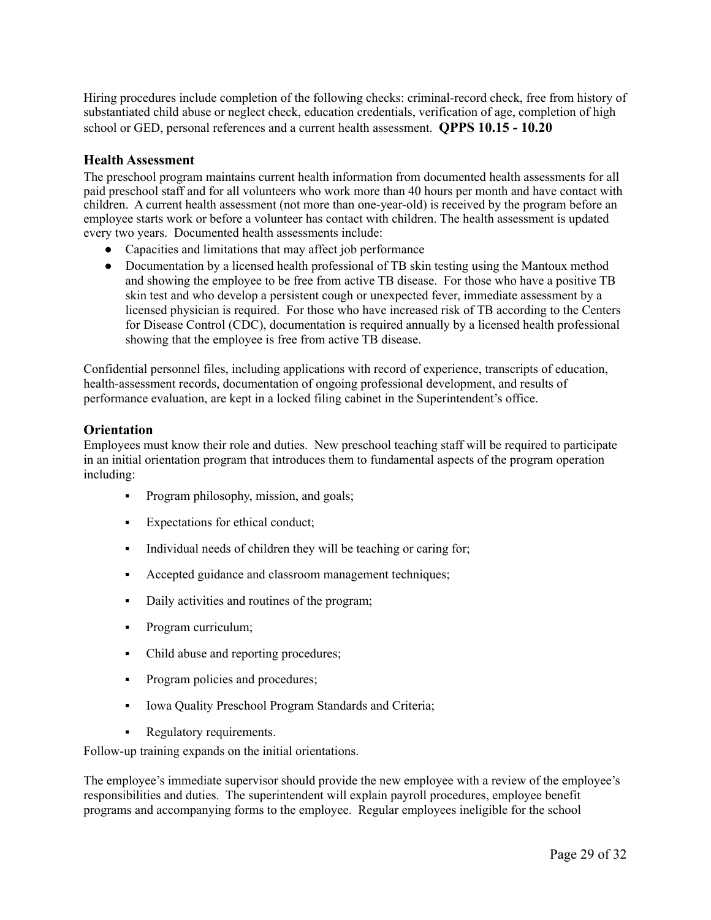Hiring procedures include completion of the following checks: criminal-record check, free from history of substantiated child abuse or neglect check, education credentials, verification of age, completion of high school or GED, personal references and a current health assessment. **QPPS 10.15 - 10.20**

## Health Assessment

The preschool program maintains current health information from documented health assessments for all paid preschool staff and for all volunteers who work more than 40 hours per month and have contact with children. A current health assessment (not more than one-year-old) is received by the program before an employee starts work or before a volunteer has contact with children. The health assessment is updated every two years. Documented health assessments include:

- Capacities and limitations that may affect job performance
- Documentation by a licensed health professional of TB skin testing using the Mantoux method and showing the employee to be free from active TB disease. For those who have a positive TB skin test and who develop a persistent cough or unexpected fever, immediate assessment by a licensed physician is required. For those who have increased risk of TB according to the Centers for Disease Control (CDC), documentation is required annually by a licensed health professional showing that the employee is free from active TB disease.

Confidential personnel files, including applications with record of experience, transcripts of education, health-assessment records, documentation of ongoing professional development, and results of performance evaluation, are kept in a locked filing cabinet in the Superintendent's office.

## Orientation

Employees must know their role and duties. New preschool teaching staff will be required to participate in an initial orientation program that introduces them to fundamental aspects of the program operation including:

- Program philosophy, mission, and goals;
- Expectations for ethical conduct;
- Individual needs of children they will be teaching or caring for;
- Accepted guidance and classroom management techniques;
- Daily activities and routines of the program;
- Program curriculum;
- Child abuse and reporting procedures;
- Program policies and procedures;
- Iowa Quality Preschool Program Standards and Criteria;
- Regulatory requirements.

Follow-up training expands on the initial orientations.

The employee's immediate supervisor should provide the new employee with a review of the employee's responsibilities and duties. The superintendent will explain payroll procedures, employee benefit programs and accompanying forms to the employee. Regular employees ineligible for the school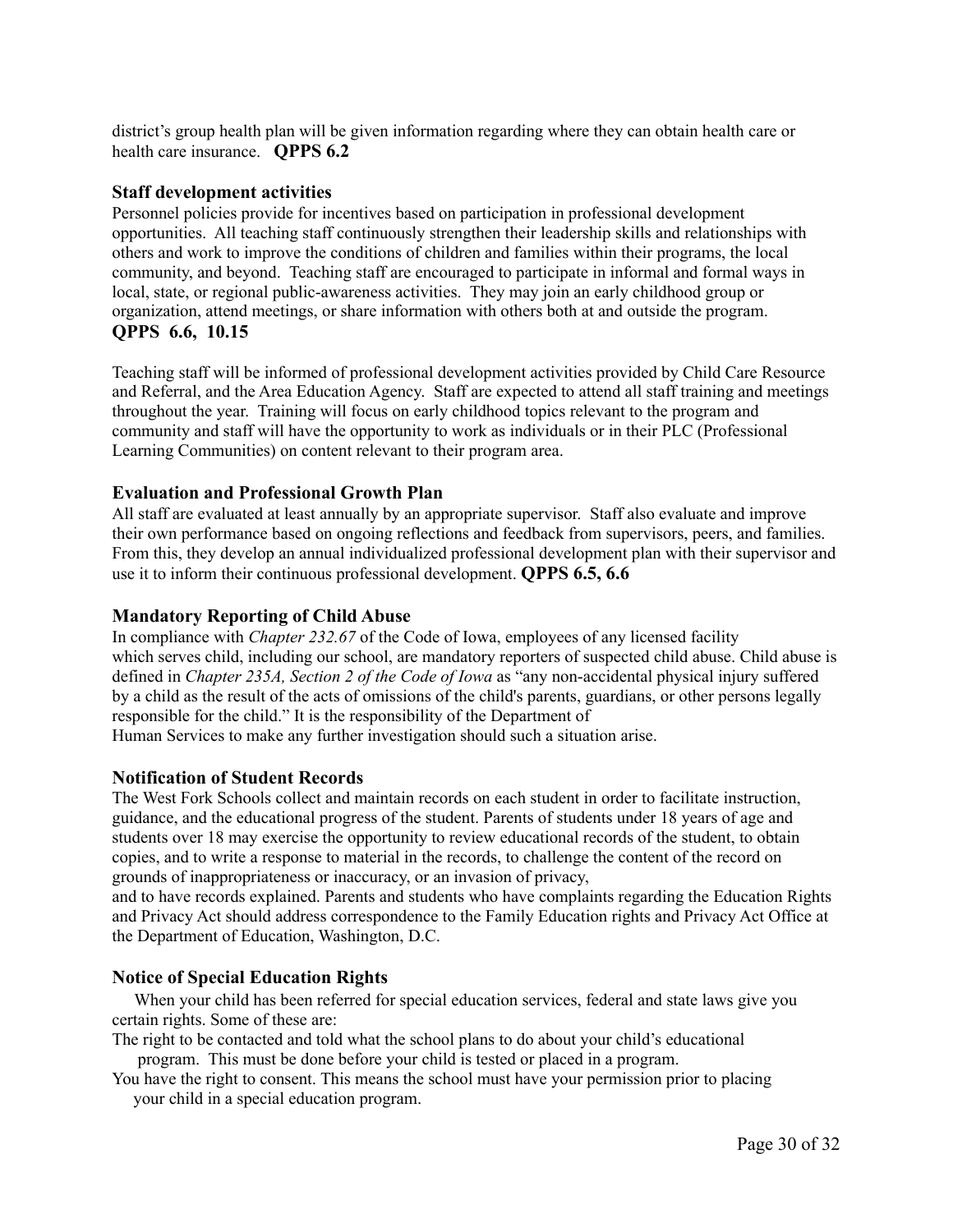district's group health plan will be given information regarding where they can obtain health care or health care insurance. **QPPS 6.2**

### Staff development activities

Personnel policies provide for incentives based on participation in professional development opportunities. All teaching staff continuously strengthen their leadership skills and relationships with others and work to improve the conditions of children and families within their programs, the local community, and beyond. Teaching staff are encouraged to participate in informal and formal ways in local, state, or regional public-awareness activities. They may join an early childhood group or organization, attend meetings, or share information with others both at and outside the program. **QPPS 6.6, 10.15**

Teaching staff will be informed of professional development activities provided by Child Care Resource and Referral, and the Area Education Agency. Staff are expected to attend all staff training and meetings throughout the year. Training will focus on early childhood topics relevant to the program and community and staff will have the opportunity to work as individuals or in their PLC (Professional Learning Communities) on content relevant to their program area.

### Evaluation and Professional Growth Plan

All staff are evaluated at least annually by an appropriate supervisor. Staff also evaluate and improve their own performance based on ongoing reflections and feedback from supervisors, peers, and families. From this, they develop an annual individualized professional development plan with their supervisor and use it to inform their continuous professional development. **QPPS 6.5, 6.6**

### Mandatory Reporting of Child Abuse

In compliance with *Chapter 232.67* of the Code of Iowa, employees of any licensed facility which serves child, including our school, are mandatory reporters of suspected child abuse. Child abuse is defined in *Chapter 235A, Section 2 of the Code of Iowa* as "any non-accidental physical injury suffered by a child as the result of the acts of omissions of the child's parents, guardians, or other persons legally responsible for the child." It is the responsibility of the Department of Human Services to make any further investigation should such a situation arise.

### Notification of Student Records

The West Fork Schools collect and maintain records on each student in order to facilitate instruction, guidance, and the educational progress of the student. Parents of students under 18 years of age and students over 18 may exercise the opportunity to review educational records of the student, to obtain copies, and to write a response to material in the records, to challenge the content of the record on grounds of inappropriateness or inaccuracy, or an invasion of privacy,
and to have records explained. Parents and students who have complaints regarding the Education Rights and Privacy Act should address correspondence to the Family Education rights and Privacy Act Office at the Department of Education, Washington, D.C.

### Notice of Special Education Rights

When your child has been referred for special education services, federal and state laws give you certain rights. Some of these are:

The right to be contacted and told what the school plans to do about your child's educational program. This must be done before your child is tested or placed in a program.

You have the right to consent. This means the school must have your permission prior to placing your child in a special education program.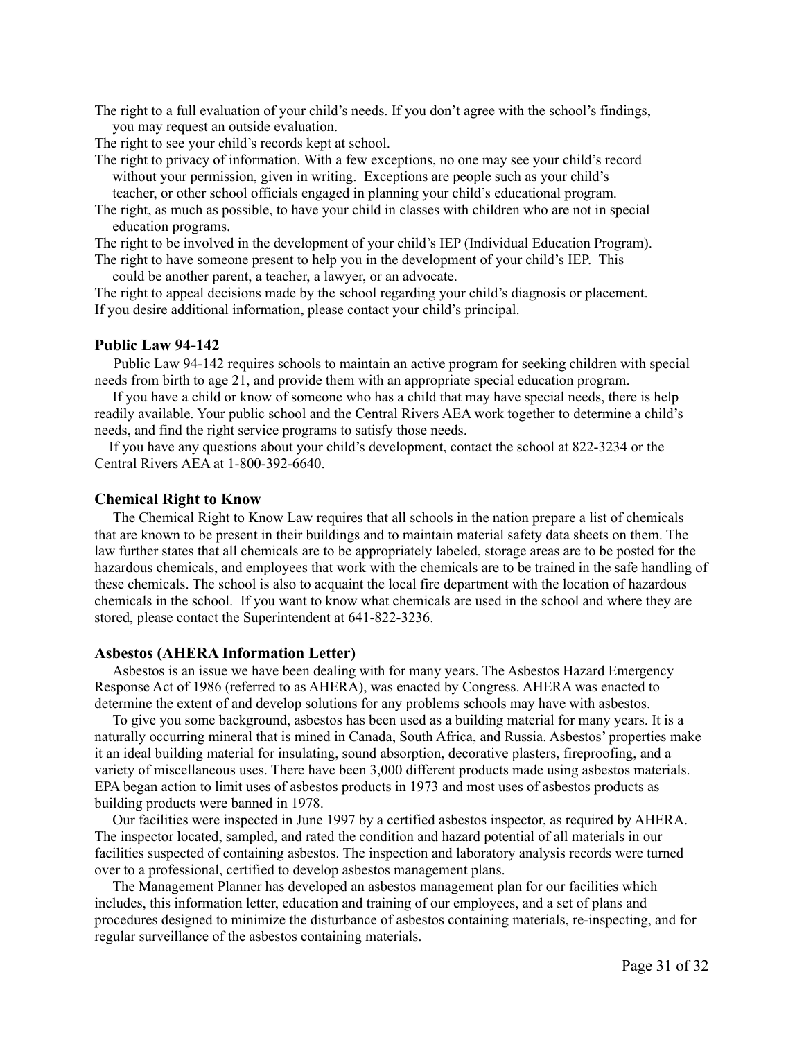The right to a full evaluation of your child's needs. If you don't agree with the school's findings, you may request an outside evaluation.

The right to see your child's records kept at school.

The right to privacy of information. With a few exceptions, no one may see your child's record without your permission, given in writing. Exceptions are people such as your child's teacher, or other school officials engaged in planning your child's educational program.

The right, as much as possible, to have your child in classes with children who are not in special education programs.

The right to be involved in the development of your child's IEP (Individual Education Program).

The right to have someone present to help you in the development of your child's IEP. This could be another parent, a teacher, a lawyer, or an advocate.

The right to appeal decisions made by the school regarding your child's diagnosis or placement.

If you desire additional information, please contact your child's principal.

### Public Law 94-142

Public Law 94-142 requires schools to maintain an active program for seeking children with special needs from birth to age 21, and provide them with an appropriate special education program.

If you have a child or know of someone who has a child that may have special needs, there is help readily available. Your public school and the Central Rivers AEA work together to determine a child's needs, and find the right service programs to satisfy those needs.

If you have any questions about your child's development, contact the school at 822-3234 or the Central Rivers AEA at 1-800-392-6640.

### Chemical Right to Know

The Chemical Right to Know Law requires that all schools in the nation prepare a list of chemicals that are known to be present in their buildings and to maintain material safety data sheets on them. The law further states that all chemicals are to be appropriately labeled, storage areas are to be posted for the hazardous chemicals, and employees that work with the chemicals are to be trained in the safe handling of these chemicals. The school is also to acquaint the local fire department with the location of hazardous chemicals in the school. If you want to know what chemicals are used in the school and where they are stored, please contact the Superintendent at 641-822-3236.

### Asbestos (AHERA Information Letter)

Asbestos is an issue we have been dealing with for many years. The Asbestos Hazard Emergency Response Act of 1986 (referred to as AHERA), was enacted by Congress. AHERA was enacted to determine the extent of and develop solutions for any problems schools may have with asbestos.

To give you some background, asbestos has been used as a building material for many years. It is a naturally occurring mineral that is mined in Canada, South Africa, and Russia. Asbestos' properties make it an ideal building material for insulating, sound absorption, decorative plasters, fireproofing, and a variety of miscellaneous uses. There have been 3,000 different products made using asbestos materials. EPA began action to limit uses of asbestos products in 1973 and most uses of asbestos products as building products were banned in 1978.

Our facilities were inspected in June 1997 by a certified asbestos inspector, as required by AHERA. The inspector located, sampled, and rated the condition and hazard potential of all materials in our facilities suspected of containing asbestos. The inspection and laboratory analysis records were turned over to a professional, certified to develop asbestos management plans.

The Management Planner has developed an asbestos management plan for our facilities which includes, this information letter, education and training of our employees, and a set of plans and procedures designed to minimize the disturbance of asbestos containing materials, re-inspecting, and for regular surveillance of the asbestos containing materials.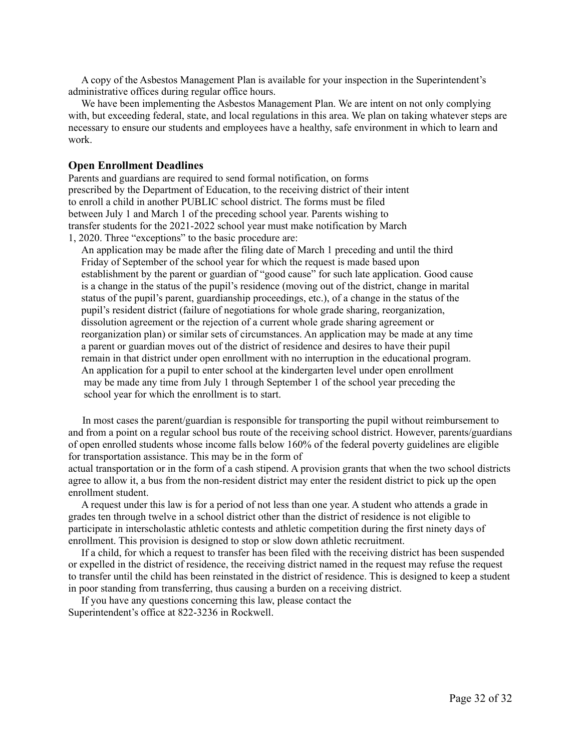A copy of the Asbestos Management Plan is available for your inspection in the Superintendent's administrative offices during regular office hours.

We have been implementing the Asbestos Management Plan. We are intent on not only complying with, but exceeding federal, state, and local regulations in this area. We plan on taking whatever steps are necessary to ensure our students and employees have a healthy, safe environment in which to learn and work.

### Open Enrollment Deadlines

Parents and guardians are required to send formal notification, on forms prescribed by the Department of Education, to the receiving district of their intent to enroll a child in another PUBLIC school district. The forms must be filed between July 1 and March 1 of the preceding school year. Parents wishing to transfer students for the 2021-2022 school year must make notification by March 1, 2020. Three "exceptions" to the basic procedure are:

An application may be made after the filing date of March 1 preceding and until the third Friday of September of the school year for which the request is made based upon establishment by the parent or guardian of "good cause" for such late application. Good cause is a change in the status of the pupil's residence (moving out of the district, change in marital status of the pupil's parent, guardianship proceedings, etc.), of a change in the status of the pupil's resident district (failure of negotiations for whole grade sharing, reorganization, dissolution agreement or the rejection of a current whole grade sharing agreement or reorganization plan) or similar sets of circumstances. An application may be made at any time a parent or guardian moves out of the district of residence and desires to have their pupil remain in that district under open enrollment with no interruption in the educational program. An application for a pupil to enter school at the kindergarten level under open enrollment may be made any time from July 1 through September 1 of the school year preceding the school year for which the enrollment is to start.

In most cases the parent/guardian is responsible for transporting the pupil without reimbursement to and from a point on a regular school bus route of the receiving school district. However, parents/guardians of open enrolled students whose income falls below 160% of the federal poverty guidelines are eligible for transportation assistance. This may be in the form of actual transportation or in the form of a cash stipend. A provision grants that when the two school districts agree to allow it, a bus from the non-resident district may enter the resident district to pick up the open enrollment student.

A request under this law is for a period of not less than one year. A student who attends a grade in grades ten through twelve in a school district other than the district of residence is not eligible to participate in interscholastic athletic contests and athletic competition during the first ninety days of enrollment. This provision is designed to stop or slow down athletic recruitment.

If a child, for which a request to transfer has been filed with the receiving district has been suspended or expelled in the district of residence, the receiving district named in the request may refuse the request to transfer until the child has been reinstated in the district of residence. This is designed to keep a student in poor standing from transferring, thus causing a burden on a receiving district.

If you have any questions concerning this law, please contact the Superintendent's office at 822-3236 in Rockwell.